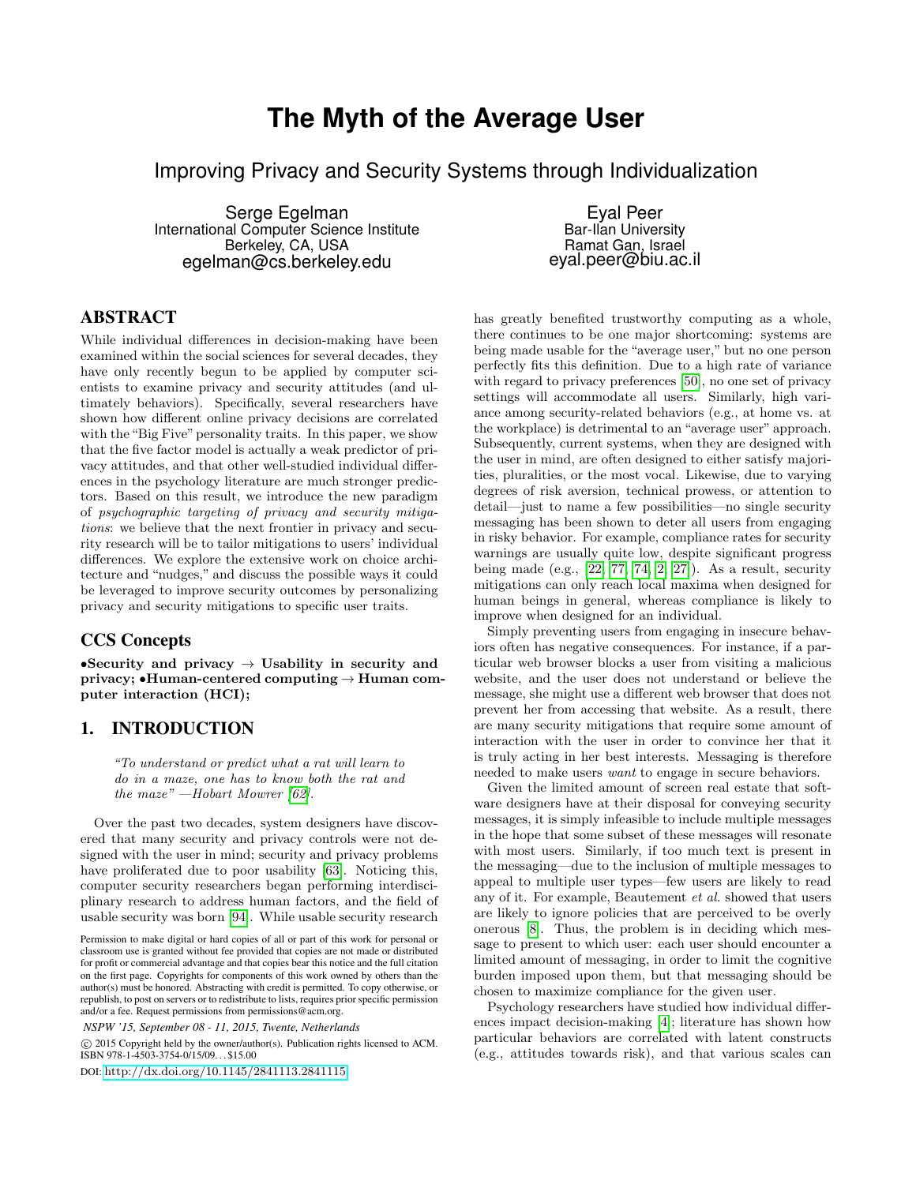# The Myth of the Average User

## Improving Privacy and Security Systems through Individualization

Serge Egelman
International Computer Science Institute
Berkeley, CA, USA
egelman@cs.berkeley.edu

Eyal Peer
Bar-Ilan University
Ramat Gan, Israel
eyal.peer@biu.ac.il

## ABSTRACT

While individual differences in decision-making have been examined within the social sciences for several decades, they have only recently begun to be applied by computer scientists to examine privacy and security attitudes (and ultimately behaviors). Specifically, several researchers have shown how different online privacy decisions are correlated with the "Big Five" personality traits. In this paper, we show that the five factor model is actually a weak predictor of privacy attitudes, and that other well-studied individual differences in the psychology literature are much stronger predictors. Based on this result, we introduce the new paradigm of *psychographic targeting of privacy and security mitigations*: we believe that the next frontier in privacy and security research will be to tailor mitigations to users' individual differences. We explore the extensive work on choice architecture and "nudges," and discuss the possible ways it could be leveraged to improve security outcomes by personalizing privacy and security mitigations to specific user traits.

## CCS Concepts

**•Security and privacy → Usability in security and privacy; •Human-centered computing → Human computer interaction (HCI);**

## 1. INTRODUCTION

> *"To understand or predict what a rat will learn to do in a maze, one has to know both the rat and the maze" —Hobart Mowrer [62].*

Over the past two decades, system designers have discovered that many security and privacy controls were not designed with the user in mind; security and privacy problems have proliferated due to poor usability [63]. Noticing this, computer security researchers began performing interdisciplinary research to address human factors, and the field of usable security was born [94]. While usable security research has greatly benefited trustworthy computing as a whole, there continues to be one major shortcoming: systems are being made usable for the "average user," but no one person perfectly fits this definition. Due to a high rate of variance with regard to privacy preferences [50], no one set of privacy settings will accommodate all users. Similarly, high variance among security-related behaviors (e.g., at home vs. at the workplace) is detrimental to an "average user" approach. Subsequently, current systems, when they are designed with the user in mind, are often designed to either satisfy majorities, pluralities, or the most vocal. Likewise, due to varying degrees of risk aversion, technical prowess, or attention to detail—just to name a few possibilities—no single security messaging has been shown to deter all users from engaging in risky behavior. For example, compliance rates for security warnings are usually quite low, despite significant progress being made (e.g., [22, 77, 74, 2, 27]). As a result, security mitigations can only reach local maxima when designed for human beings in general, whereas compliance is likely to improve when designed for an individual.

Simply preventing users from engaging in insecure behaviors often has negative consequences. For instance, if a particular web browser blocks a user from visiting a malicious website, and the user does not understand or believe the message, she might use a different web browser that does not prevent her from accessing that website. As a result, there are many security mitigations that require some amount of interaction with the user in order to convince her that it is truly acting in her best interests. Messaging is therefore needed to make users *want* to engage in secure behaviors.

Given the limited amount of screen real estate that software designers have at their disposal for conveying security messages, it is simply infeasible to include multiple messages in the hope that some subset of these messages will resonate with most users. Similarly, if too much text is present in the messaging—due to the inclusion of multiple messages to appeal to multiple user types—few users are likely to read any of it. For example, Beautement *et al.* showed that users are likely to ignore policies that are perceived to be overly onerous [8]. Thus, the problem is in deciding which message to present to which user: each user should encounter a limited amount of messaging, in order to limit the cognitive burden imposed upon them, but that messaging should be chosen to maximize compliance for the given user.

Psychology researchers have studied how individual differences impact decision-making [4]; literature has shown how particular behaviors are correlated with latent constructs (e.g., attitudes towards risk), and that various scales can

Permission to make digital or hard copies of all or part of this work for personal or classroom use is granted without fee provided that copies are not made or distributed for profit or commercial advantage and that copies bear this notice and the full citation on the first page. Copyrights for components of this work owned by others than the author(s) must be honored. Abstracting with credit is permitted. To copy otherwise, or republish, to post on servers or to redistribute to lists, requires prior specific permission and/or a fee. Request permissions from permissions@acm.org.

*NSPW '15, September 08 - 11, 2015, Twente, Netherlands*

© 2015 Copyright held by the owner/author(s). Publication rights licensed to ACM. ISBN 978-1-4503-3754-0/15/09...$15.00

DOI: http://dx.doi.org/10.1145/2841113.2841115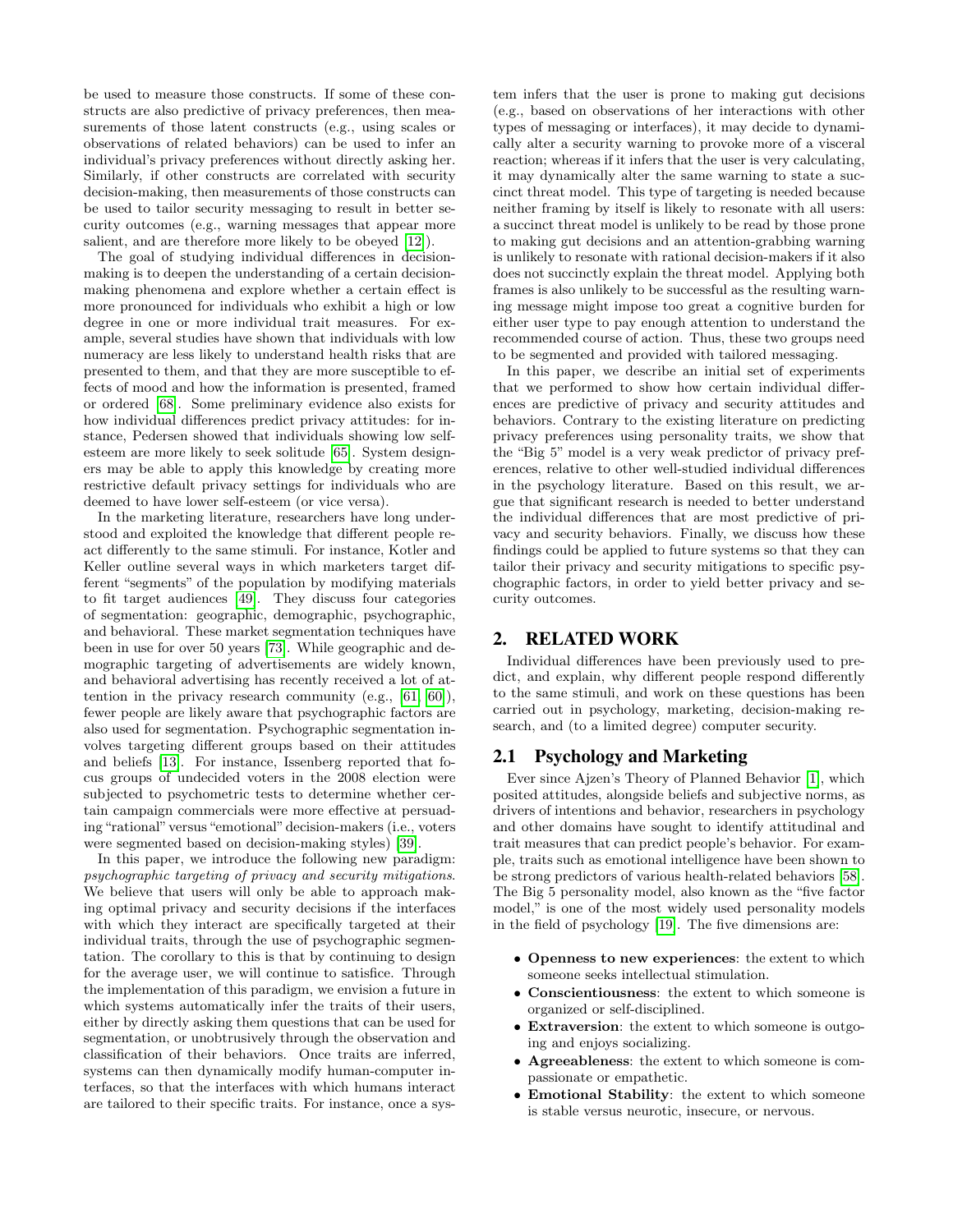be used to measure those constructs. If some of these constructs are also predictive of privacy preferences, then measurements of those latent constructs (e.g., using scales or observations of related behaviors) can be used to infer an individual's privacy preferences without directly asking her. Similarly, if other constructs are correlated with security decision-making, then measurements of those constructs can be used to tailor security messaging to result in better security outcomes (e.g., warning messages that appear more salient, and are therefore more likely to be obeyed [12]).

The goal of studying individual differences in decision-making is to deepen the understanding of a certain decision-making phenomena and explore whether a certain effect is more pronounced for individuals who exhibit a high or low degree in one or more individual trait measures. For example, several studies have shown that individuals with low numeracy are less likely to understand health risks that are presented to them, and that they are more susceptible to effects of mood and how the information is presented, framed or ordered [68]. Some preliminary evidence also exists for how individual differences predict privacy attitudes: for instance, Pedersen showed that individuals showing low self-esteem are more likely to seek solitude [65]. System designers may be able to apply this knowledge by creating more restrictive default privacy settings for individuals who are deemed to have lower self-esteem (or vice versa).

In the marketing literature, researchers have long understood and exploited the knowledge that different people react differently to the same stimuli. For instance, Kotler and Keller outline several ways in which marketers target different "segments" of the population by modifying materials to fit target audiences [49]. They discuss four categories of segmentation: geographic, demographic, psychographic, and behavioral. These market segmentation techniques have been in use for over 50 years [73]. While geographic and demographic targeting of advertisements are widely known, and behavioral advertising has recently received a lot of attention in the privacy research community (e.g., [61, 60]), fewer people are likely aware that psychographic factors are also used for segmentation. Psychographic segmentation involves targeting different groups based on their attitudes and beliefs [13]. For instance, Issenberg reported that focus groups of undecided voters in the 2008 election were subjected to psychometric tests to determine whether certain campaign commercials were more effective at persuading "rational" versus "emotional" decision-makers (i.e., voters were segmented based on decision-making styles) [39].

In this paper, we introduce the following new paradigm: *psychographic targeting of privacy and security mitigations*. We believe that users will only be able to approach making optimal privacy and security decisions if the interfaces with which they interact are specifically targeted at their individual traits, through the use of psychographic segmentation. The corollary to this is that by continuing to design for the average user, we will continue to satisfice. Through the implementation of this paradigm, we envision a future in which systems automatically infer the traits of their users, either by directly asking them questions that can be used for segmentation, or unobtrusively through the observation and classification of their behaviors. Once traits are inferred, systems can then dynamically modify human-computer interfaces, so that the interfaces with which humans interact are tailored to their specific traits. For instance, once a system infers that the user is prone to making gut decisions (e.g., based on observations of her interactions with other types of messaging or interfaces), it may decide to dynamically alter a security warning to provoke more of a visceral reaction; whereas if it infers that the user is very calculating, it may dynamically alter the same warning to state a succinct threat model. This type of targeting is needed because neither framing by itself is likely to resonate with all users: a succinct threat model is unlikely to be read by those prone to making gut decisions and an attention-grabbing warning is unlikely to resonate with rational decision-makers if it also does not succinctly explain the threat model. Applying both frames is also unlikely to be successful as the resulting warning message might impose too great a cognitive burden for either user type to pay enough attention to understand the recommended course of action. Thus, these two groups need to be segmented and provided with tailored messaging.

In this paper, we describe an initial set of experiments that we performed to show how certain individual differences are predictive of privacy and security attitudes and behaviors. Contrary to the existing literature on predicting privacy preferences using personality traits, we show that the "Big 5" model is a very weak predictor of privacy preferences, relative to other well-studied individual differences in the psychology literature. Based on this result, we argue that significant research is needed to better understand the individual differences that are most predictive of privacy and security behaviors. Finally, we discuss how these findings could be applied to future systems so that they can tailor their privacy and security mitigations to specific psychographic factors, in order to yield better privacy and security outcomes.

## 2. RELATED WORK

Individual differences have been previously used to predict, and explain, why different people respond differently to the same stimuli, and work on these questions has been carried out in psychology, marketing, decision-making research, and (to a limited degree) computer security.

### 2.1 Psychology and Marketing

Ever since Ajzen's Theory of Planned Behavior [1], which posited attitudes, alongside beliefs and subjective norms, as drivers of intentions and behavior, researchers in psychology and other domains have sought to identify attitudinal and trait measures that can predict people's behavior. For example, traits such as emotional intelligence have been shown to be strong predictors of various health-related behaviors [58]. The Big 5 personality model, also known as the "five factor model," is one of the most widely used personality models in the field of psychology [19]. The five dimensions are:

- **Openness to new experiences**: the extent to which someone seeks intellectual stimulation.
- **Conscientiousness**: the extent to which someone is organized or self-disciplined.
- **Extraversion**: the extent to which someone is outgoing and enjoys socializing.
- **Agreeableness**: the extent to which someone is compassionate or empathetic.
- **Emotional Stability**: the extent to which someone is stable versus neurotic, insecure, or nervous.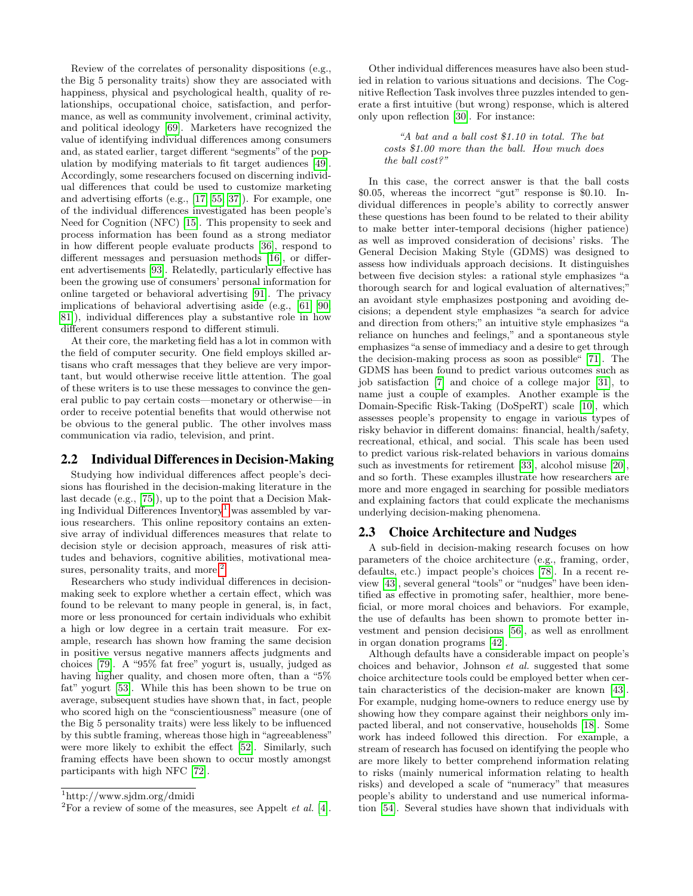Review of the correlates of personality dispositions (e.g., the Big 5 personality traits) show they are associated with happiness, physical and psychological health, quality of relationships, occupational choice, satisfaction, and performance, as well as community involvement, criminal activity, and political ideology [69]. Marketers have recognized the value of identifying individual differences among consumers and, as stated earlier, target different "segments" of the population by modifying materials to fit target audiences [49]. Accordingly, some researchers focused on discerning individual differences that could be used to customize marketing and advertising efforts (e.g., [17, 55, 37]). For example, one of the individual differences investigated has been people's Need for Cognition (NFC) [15]. This propensity to seek and process information has been found as a strong mediator in how different people evaluate products [36], respond to different messages and persuasion methods [16], or different advertisements [93]. Relatedly, particularly effective has been the growing use of consumers' personal information for online targeted or behavioral advertising [91]. The privacy implications of behavioral advertising aside (e.g., [61, 90, 81]), individual differences play a substantive role in how different consumers respond to different stimuli.

At their core, the marketing field has a lot in common with the field of computer security. One field employs skilled artisans who craft messages that they believe are very important, but would otherwise receive little attention. The goal of these writers is to use these messages to convince the general public to pay certain costs—monetary or otherwise—in order to receive potential benefits that would otherwise not be obvious to the general public. The other involves mass communication via radio, television, and print.

## 2.2 Individual Differences in Decision-Making

Studying how individual differences affect people's decisions has flourished in the decision-making literature in the last decade (e.g., [75]), up to the point that a Decision Making Individual Differences Inventory[1] was assembled by various researchers. This online repository contains an extensive array of individual differences measures that relate to decision style or decision approach, measures of risk attitudes and behaviors, cognitive abilities, motivational measures, personality traits, and more.[2]

Researchers who study individual differences in decision-making seek to explore whether a certain effect, which was found to be relevant to many people in general, is, in fact, more or less pronounced for certain individuals who exhibit a high or low degree in a certain trait measure. For example, research has shown how framing the same decision in positive versus negative manners affects judgments and choices [79]. A "95% fat free" yogurt is, usually, judged as having higher quality, and chosen more often, than a "5% fat" yogurt [53]. While this has been shown to be true on average, subsequent studies have shown that, in fact, people who scored high on the "conscientiousness" measure (one of the Big 5 personality traits) were less likely to be influenced by this subtle framing, whereas those high in "agreeableness" were more likely to exhibit the effect [52]. Similarly, such framing effects have been shown to occur mostly amongst participants with high NFC [72].

Other individual differences measures have also been studied in relation to various situations and decisions. The Cognitive Reflection Task involves three puzzles intended to generate a first intuitive (but wrong) response, which is altered only upon reflection [30]. For instance:

> *"A bat and a ball cost $1.10 in total. The bat costs $1.00 more than the ball. How much does the ball cost?"*

In this case, the correct answer is that the ball costs $0.05, whereas the incorrect "gut" response is $0.10. Individual differences in people's ability to correctly answer these questions has been found to be related to their ability to make better inter-temporal decisions (higher patience) as well as improved consideration of decisions' risks. The General Decision Making Style (GDMS) was designed to assess how individuals approach decisions. It distinguishes between five decision styles: a rational style emphasizes "a thorough search for and logical evaluation of alternatives;" an avoidant style emphasizes postponing and avoiding decisions; a dependent style emphasizes "a search for advice and direction from others;" an intuitive style emphasizes "a reliance on hunches and feelings," and a spontaneous style emphasizes "a sense of immediacy and a desire to get through the decision-making process as soon as possible" [71]. The GDMS has been found to predict various outcomes such as job satisfaction [7] and choice of a college major [31], to name just a couple of examples. Another example is the Domain-Specific Risk-Taking (DoSpeRT) scale [10], which assesses people's propensity to engage in various types of risky behavior in different domains: financial, health/safety, recreational, ethical, and social. This scale has been used to predict various risk-related behaviors in various domains such as investments for retirement [33], alcohol misuse [20], and so forth. These examples illustrate how researchers are more and more engaged in searching for possible mediators and explaining factors that could explicate the mechanisms underlying decision-making phenomena.

## 2.3 Choice Architecture and Nudges

A sub-field in decision-making research focuses on how parameters of the choice architecture (e.g., framing, order, defaults, etc.) impact people's choices [78]. In a recent review [43], several general "tools" or "nudges" have been identified as effective in promoting safer, healthier, more beneficial, or more moral choices and behaviors. For example, the use of defaults has been shown to promote better investment and pension decisions [56], as well as enrollment in organ donation programs [42].

Although defaults have a considerable impact on people's choices and behavior, Johnson *et al.* suggested that some choice architecture tools could be employed better when certain characteristics of the decision-maker are known [43]. For example, nudging home-owners to reduce energy use by showing how they compare against their neighbors only impacted liberal, and not conservative, households [18]. Some work has indeed followed this direction. For example, a stream of research has focused on identifying the people who are more likely to better comprehend information relating to risks (mainly numerical information relating to health risks) and developed a scale of "numeracy" that measures people's ability to understand and use numerical information [54]. Several studies have shown that individuals with

[1] http://www.sjdm.org/dmidi

[2] For a review of some of the measures, see Appelt *et al.* [4].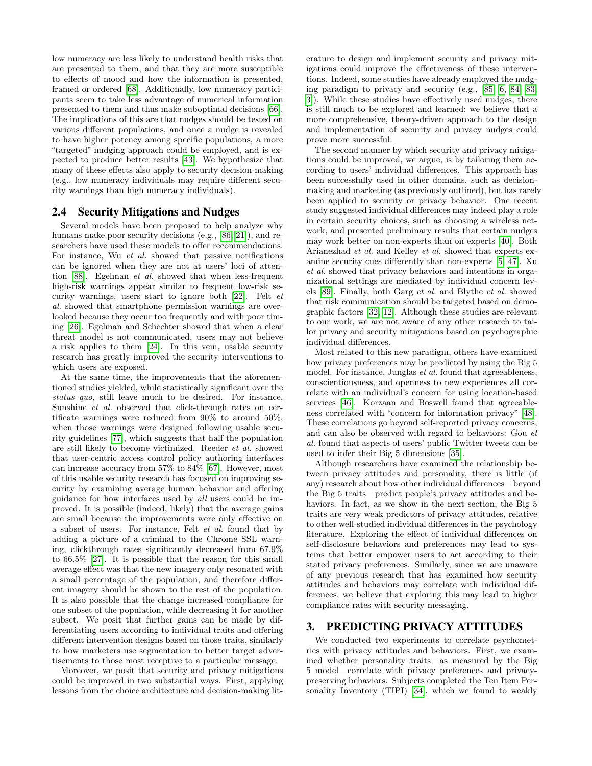low numeracy are less likely to understand health risks that are presented to them, and that they are more susceptible to effects of mood and how the information is presented, framed or ordered [68]. Additionally, low numeracy participants seem to take less advantage of numerical information presented to them and thus make suboptimal decisions [66]. The implications of this are that nudges should be tested on various different populations, and once a nudge is revealed to have higher potency among specific populations, a more "targeted" nudging approach could be employed, and is expected to produce better results [43]. We hypothesize that many of these effects also apply to security decision-making (e.g., low numeracy individuals may require different security warnings than high numeracy individuals).

## 2.4 Security Mitigations and Nudges

Several models have been proposed to help analyze why humans make poor security decisions (e.g., [86, 21]), and researchers have used these models to offer recommendations. For instance, Wu *et al.* showed that passive notifications can be ignored when they are not at users' loci of attention [88]. Egelman *et al.* showed that when less-frequent high-risk warnings appear similar to frequent low-risk security warnings, users start to ignore both [22]. Felt *et al.* showed that smartphone permission warnings are overlooked because they occur too frequently and with poor timing [26]. Egelman and Schechter showed that when a clear threat model is not communicated, users may not believe a risk applies to them [24]. In this vein, usable security research has greatly improved the security interventions to which users are exposed.

At the same time, the improvements that the aforementioned studies yielded, while statistically significant over the *status quo*, still leave much to be desired. For instance, Sunshine *et al.* observed that click-through rates on certificate warnings were reduced from 90% to around 50%, when those warnings were designed following usable security guidelines [77], which suggests that half the population are still likely to become victimized. Reeder *et al.* showed that user-centric access control policy authoring interfaces can increase accuracy from 57% to 84% [67]. However, most of this usable security research has focused on improving security by examining average human behavior and offering guidance for how interfaces used by *all* users could be improved. It is possible (indeed, likely) that the average gains are small because the improvements were only effective on a subset of users. For instance, Felt *et al.* found that by adding a picture of a criminal to the Chrome SSL warning, clickthrough rates significantly decreased from 67.9% to 66.5% [27]. It is possible that the reason for this small average effect was that the new imagery only resonated with a small percentage of the population, and therefore different imagery should be shown to the rest of the population. It is also possible that the change increased compliance for one subset of the population, while decreasing it for another subset. We posit that further gains can be made by differentiating users according to individual traits and offering different intervention designs based on those traits, similarly to how marketers use segmentation to better target advertisements to those most receptive to a particular message.

Moreover, we posit that security and privacy mitigations could be improved in two substantial ways. First, applying lessons from the choice architecture and decision-making literature to design and implement security and privacy mitigations could improve the effectiveness of these interventions. Indeed, some studies have already employed the nudging paradigm to privacy and security (e.g., [85, 6, 84, 83, 3]). While these studies have effectively used nudges, there is still much to be explored and learned; we believe that a more comprehensive, theory-driven approach to the design and implementation of security and privacy nudges could prove more successful.

The second manner by which security and privacy mitigations could be improved, we argue, is by tailoring them according to users' individual differences. This approach has been successfully used in other domains, such as decision-making and marketing (as previously outlined), but has rarely been applied to security or privacy behavior. One recent study suggested individual differences may indeed play a role in certain security choices, such as choosing a wireless network, and presented preliminary results that certain nudges may work better on non-experts than on experts [40]. Both Arianezhad *et al.* and Kelley *et al.* showed that experts examine security cues differently than non-experts [5, 47]. Xu *et al.* showed that privacy behaviors and intentions in organizational settings are mediated by individual concern levels [89]. Finally, both Garg *et al.* and Blythe *et al.* showed that risk communication should be targeted based on demographic factors [32, 12]. Although these studies are relevant to our work, we are not aware of any other research to tailor privacy and security mitigations based on psychographic individual differences.

Most related to this new paradigm, others have examined how privacy preferences may be predicted by using the Big 5 model. For instance, Junglas *et al.* found that agreeableness, conscientiousness, and openness to new experiences all correlate with an individual's concern for using location-based services [46]. Korzaan and Boswell found that agreeableness correlated with "concern for information privacy" [48]. These correlations go beyond self-reported privacy concerns, and can also be observed with regard to behaviors: Gou *et al.* found that aspects of users' public Twitter tweets can be used to infer their Big 5 dimensions [35].

Although researchers have examined the relationship between privacy attitudes and personality, there is little (if any) research about how other individual differences—beyond the Big 5 traits—predict people's privacy attitudes and behaviors. In fact, as we show in the next section, the Big 5 traits are very weak predictors of privacy attitudes, relative to other well-studied individual differences in the psychology literature. Exploring the effect of individual differences on self-disclosure behaviors and preferences may lead to systems that better empower users to act according to their stated privacy preferences. Similarly, since we are unaware of any previous research that has examined how security attitudes and behaviors may correlate with individual differences, we believe that exploring this may lead to higher compliance rates with security messaging.

# 3. PREDICTING PRIVACY ATTITUDES

We conducted two experiments to correlate psychometrics with privacy attitudes and behaviors. First, we examined whether personality traits—as measured by the Big 5 model—correlate with privacy preferences and privacy-preserving behaviors. Subjects completed the Ten Item Personality Inventory (TIPI) [34], which we found to weakly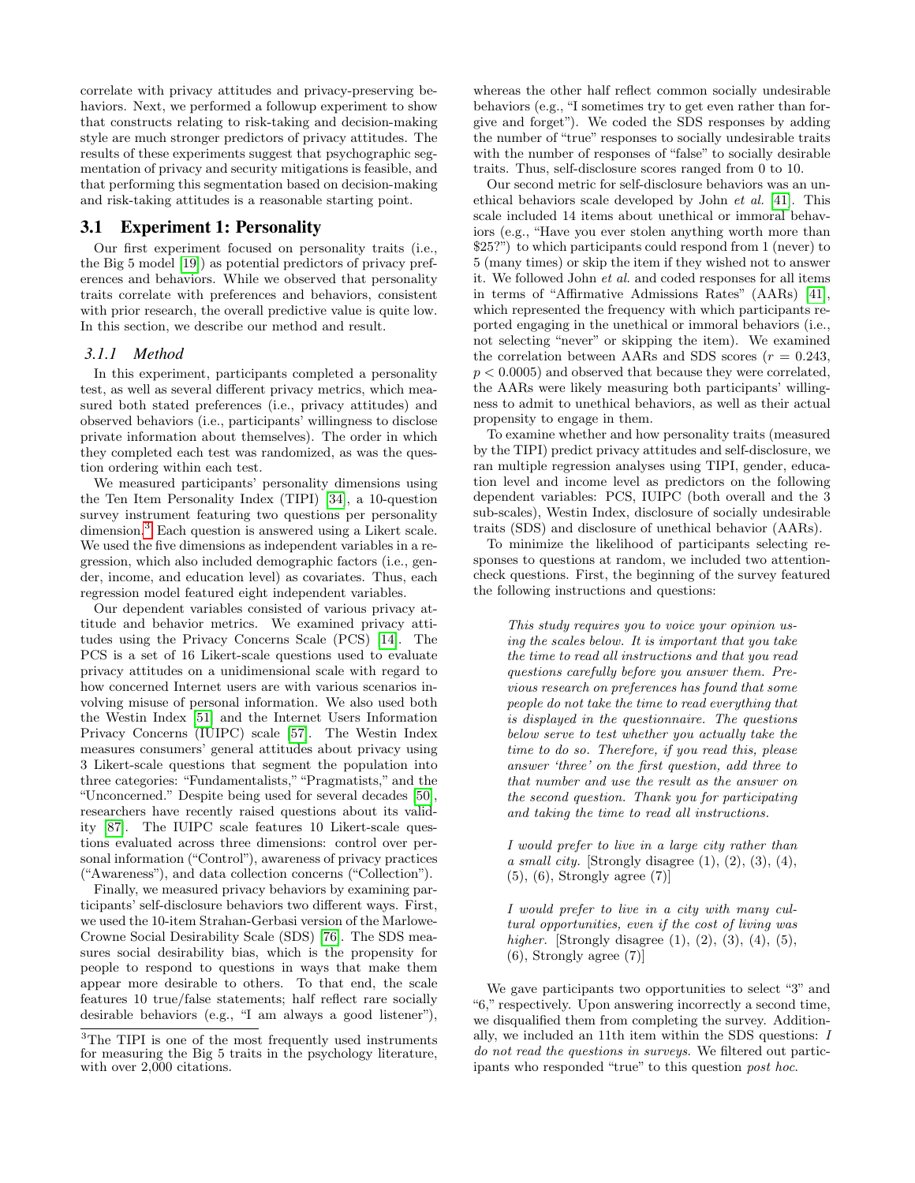correlate with privacy attitudes and privacy-preserving behaviors. Next, we performed a followup experiment to show that constructs relating to risk-taking and decision-making style are much stronger predictors of privacy attitudes. The results of these experiments suggest that psychographic segmentation of privacy and security mitigations is feasible, and that performing this segmentation based on decision-making and risk-taking attitudes is a reasonable starting point.

## 3.1 Experiment 1: Personality

Our first experiment focused on personality traits (i.e., the Big 5 model [19]) as potential predictors of privacy preferences and behaviors. While we observed that personality traits correlate with preferences and behaviors, consistent with prior research, the overall predictive value is quite low. In this section, we describe our method and result.

### 3.1.1 Method

In this experiment, participants completed a personality test, as well as several different privacy metrics, which measured both stated preferences (i.e., privacy attitudes) and observed behaviors (i.e., participants' willingness to disclose private information about themselves). The order in which they completed each test was randomized, as was the question ordering within each test.

We measured participants' personality dimensions using the Ten Item Personality Index (TIPI) [34], a 10-question survey instrument featuring two questions per personality dimension.[3] Each question is answered using a Likert scale. We used the five dimensions as independent variables in a regression, which also included demographic factors (i.e., gender, income, and education level) as covariates. Thus, each regression model featured eight independent variables.

Our dependent variables consisted of various privacy attitude and behavior metrics. We examined privacy attitudes using the Privacy Concerns Scale (PCS) [14]. The PCS is a set of 16 Likert-scale questions used to evaluate privacy attitudes on a unidimensional scale with regard to how concerned Internet users are with various scenarios involving misuse of personal information. We also used both the Westin Index [51] and the Internet Users Information Privacy Concerns (IUIPC) scale [57]. The Westin Index measures consumers' general attitudes about privacy using 3 Likert-scale questions that segment the population into three categories: "Fundamentalists," "Pragmatists," and the "Unconcerned." Despite being used for several decades [50], researchers have recently raised questions about its validity [87]. The IUIPC scale features 10 Likert-scale questions evaluated across three dimensions: control over personal information ("Control"), awareness of privacy practices ("Awareness"), and data collection concerns ("Collection").

Finally, we measured privacy behaviors by examining participants' self-disclosure behaviors two different ways. First, we used the 10-item Strahan-Gerbasi version of the Marlowe-Crowne Social Desirability Scale (SDS) [76]. The SDS measures social desirability bias, which is the propensity for people to respond to questions in ways that make them appear more desirable to others. To that end, the scale features 10 true/false statements; half reflect rare socially desirable behaviors (e.g., "I am always a good listener"), whereas the other half reflect common socially undesirable behaviors (e.g., "I sometimes try to get even rather than forgive and forget"). We coded the SDS responses by adding the number of "true" responses to socially undesirable traits with the number of responses of "false" to socially desirable traits. Thus, self-disclosure scores ranged from 0 to 10.

Our second metric for self-disclosure behaviors was an unethical behaviors scale developed by John *et al.* [41]. This scale included 14 items about unethical or immoral behaviors (e.g., "Have you ever stolen anything worth more than $25?") to which participants could respond from 1 (never) to 5 (many times) or skip the item if they wished not to answer it. We followed John *et al.* and coded responses for all items in terms of "Affirmative Admissions Rates" (AARs) [41], which represented the frequency with which participants reported engaging in the unethical or immoral behaviors (i.e., not selecting "never" or skipping the item). We examined the correlation between AARs and SDS scores ($r = 0.243$, $p < 0.0005$) and observed that because they were correlated, the AARs were likely measuring both participants' willingness to admit to unethical behaviors, as well as their actual propensity to engage in them.

To examine whether and how personality traits (measured by the TIPI) predict privacy attitudes and self-disclosure, we ran multiple regression analyses using TIPI, gender, education level and income level as predictors on the following dependent variables: PCS, IUIPC (both overall and the 3 sub-scales), Westin Index, disclosure of socially undesirable traits (SDS) and disclosure of unethical behavior (AARs).

To minimize the likelihood of participants selecting responses to questions at random, we included two attention-check questions. First, the beginning of the survey featured the following instructions and questions:

> *This study requires you to voice your opinion using the scales below. It is important that you take the time to read all instructions and that you read questions carefully before you answer them. Previous research on preferences has found that some people do not take the time to read everything that is displayed in the questionnaire. The questions below serve to test whether you actually take the time to do so. Therefore, if you read this, please answer 'three' on the first question, add three to that number and use the result as the answer on the second question. Thank you for participating and taking the time to read all instructions.*
>
> *I would prefer to live in a large city rather than a small city.* [Strongly disagree (1), (2), (3), (4), (5), (6), Strongly agree (7)]
>
> *I would prefer to live in a city with many cultural opportunities, even if the cost of living was higher.* [Strongly disagree (1), (2), (3), (4), (5), (6), Strongly agree (7)]

We gave participants two opportunities to select "3" and "6," respectively. Upon answering incorrectly a second time, we disqualified them from completing the survey. Additionally, we included an 11th item within the SDS questions: *I do not read the questions in surveys*. We filtered out participants who responded "true" to this question *post hoc*.

[3] The TIPI is one of the most frequently used instruments for measuring the Big 5 traits in the psychology literature, with over 2,000 citations.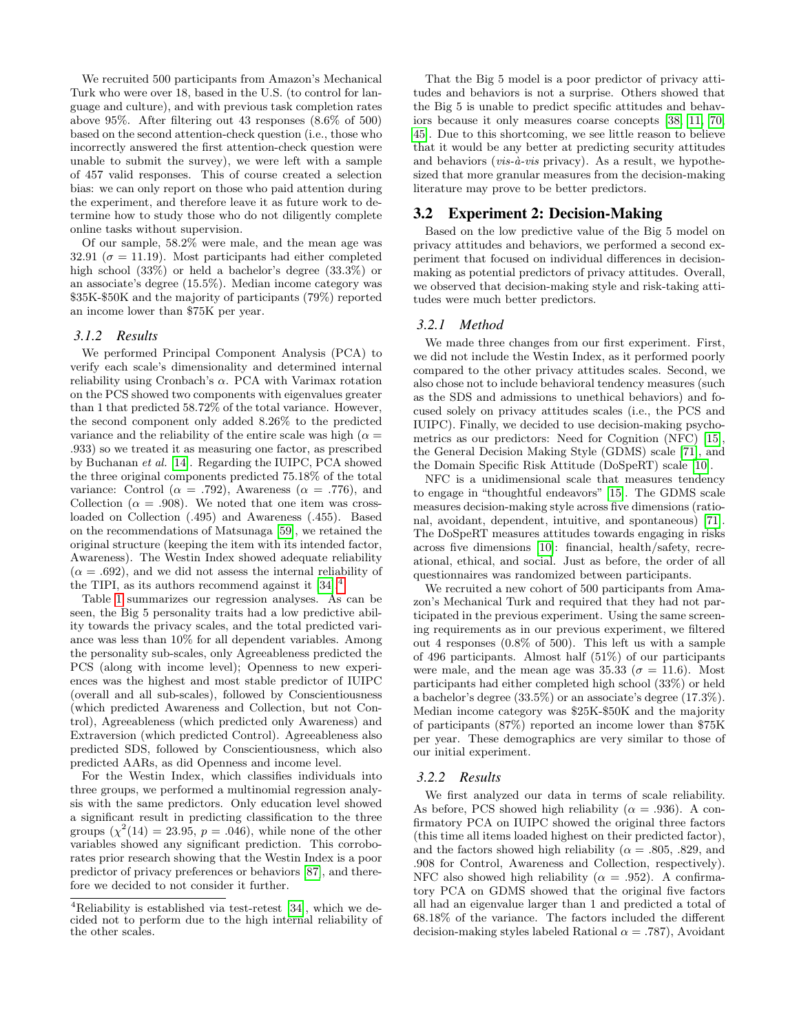We recruited 500 participants from Amazon's Mechanical Turk who were over 18, based in the U.S. (to control for language and culture), and with previous task completion rates above 95%. After filtering out 43 responses (8.6% of 500) based on the second attention-check question (i.e., those who incorrectly answered the first attention-check question were unable to submit the survey), we were left with a sample of 457 valid responses. This of course created a selection bias: we can only report on those who paid attention during the experiment, and therefore leave it as future work to determine how to study those who do not diligently complete online tasks without supervision.

Of our sample, 58.2% were male, and the mean age was 32.91 ($\sigma = 11.19$). Most participants had either completed high school (33%) or held a bachelor's degree (33.3%) or an associate's degree (15.5%). Median income category was \$35K-\$50K and the majority of participants (79%) reported an income lower than \$75K per year.

### 3.1.2 Results

We performed Principal Component Analysis (PCA) to verify each scale's dimensionality and determined internal reliability using Cronbach's $\alpha$. PCA with Varimax rotation on the PCS showed two components with eigenvalues greater than 1 that predicted 58.72% of the total variance. However, the second component only added 8.26% to the predicted variance and the reliability of the entire scale was high ($\alpha = .933$) so we treated it as measuring one factor, as prescribed by Buchanan *et al.* [14]. Regarding the IUIPC, PCA showed the three original components predicted 75.18% of the total variance: Control ($\alpha = .792$), Awareness ($\alpha = .776$), and Collection ($\alpha = .908$). We noted that one item was cross-loaded on Collection (.495) and Awareness (.455). Based on the recommendations of Matsunaga [59], we retained the original structure (keeping the item with its intended factor, Awareness). The Westin Index showed adequate reliability ($\alpha = .692$), and we did not assess the internal reliability of the TIPI, as its authors recommend against it [34].[4]

Table 1 summarizes our regression analyses. As can be seen, the Big 5 personality traits had a low predictive ability towards the privacy scales, and the total predicted variance was less than 10% for all dependent variables. Among the personality sub-scales, only Agreeableness predicted the PCS (along with income level); Openness to new experiences was the highest and most stable predictor of IUIPC (overall and all sub-scales), followed by Conscientiousness (which predicted Awareness and Collection, but not Control), Agreeableness (which predicted only Awareness) and Extraversion (which predicted Control). Agreeableness also predicted SDS, followed by Conscientiousness, which also predicted AARs, as did Openness and income level.

For the Westin Index, which classifies individuals into three groups, we performed a multinomial regression analysis with the same predictors. Only education level showed a significant result in predicting classification to the three groups ($\chi^2(14) = 23.95$, $p = .046$), while none of the other variables showed any significant prediction. This corroborates prior research showing that the Westin Index is a poor predictor of privacy preferences or behaviors [87], and therefore we decided to not consider it further.

[4] Reliability is established via test-retest [34], which we decided not to perform due to the high internal reliability of the other scales.

That the Big 5 model is a poor predictor of privacy attitudes and behaviors is not a surprise. Others showed that the Big 5 is unable to predict specific attitudes and behaviors because it only measures coarse concepts [38, 11, 70, 45]. Due to this shortcoming, we see little reason to believe that it would be any better at predicting security attitudes and behaviors (*vis-à-vis* privacy). As a result, we hypothesized that more granular measures from the decision-making literature may prove to be better predictors.

## 3.2 Experiment 2: Decision-Making

Based on the low predictive value of the Big 5 model on privacy attitudes and behaviors, we performed a second experiment that focused on individual differences in decision-making as potential predictors of privacy attitudes. Overall, we observed that decision-making style and risk-taking attitudes were much better predictors.

### 3.2.1 Method

We made three changes from our first experiment. First, we did not include the Westin Index, as it performed poorly compared to the other privacy attitudes scales. Second, we also chose not to include behavioral tendency measures (such as the SDS and admissions to unethical behaviors) and focused solely on privacy attitudes scales (i.e., the PCS and IUIPC). Finally, we decided to use decision-making psychometrics as our predictors: Need for Cognition (NFC) [15], the General Decision Making Style (GDMS) scale [71], and the Domain Specific Risk Attitude (DoSpeRT) scale [10].

NFC is a unidimensional scale that measures tendency to engage in "thoughtful endeavors" [15]. The GDMS scale measures decision-making style across five dimensions (rational, avoidant, dependent, intuitive, and spontaneous) [71]. The DoSpeRT measures attitudes towards engaging in risks across five dimensions [10]: financial, health/safety, recreational, ethical, and social. Just as before, the order of all questionnaires was randomized between participants.

We recruited a new cohort of 500 participants from Amazon's Mechanical Turk and required that they had not participated in the previous experiment. Using the same screening requirements as in our previous experiment, we filtered out 4 responses (0.8% of 500). This left us with a sample of 496 participants. Almost half (51%) of our participants were male, and the mean age was 35.33 ($\sigma = 11.6$). Most participants had either completed high school (33%) or held a bachelor's degree (33.5%) or an associate's degree (17.3%). Median income category was \$25K-\$50K and the majority of participants (87%) reported an income lower than \$75K per year. These demographics are very similar to those of our initial experiment.

### 3.2.2 Results

We first analyzed our data in terms of scale reliability. As before, PCS showed high reliability ($\alpha = .936$). A confirmatory PCA on IUIPC showed the original three factors (this time all items loaded highest on their predicted factor), and the factors showed high reliability ($\alpha = .805$, .829, and .908 for Control, Awareness and Collection, respectively). NFC also showed high reliability ($\alpha = .952$). A confirmatory PCA on GDMS showed that the original five factors all had an eigenvalue larger than 1 and predicted a total of 68.18% of the variance. The factors included the different decision-making styles labeled Rational $\alpha = .787$), Avoidant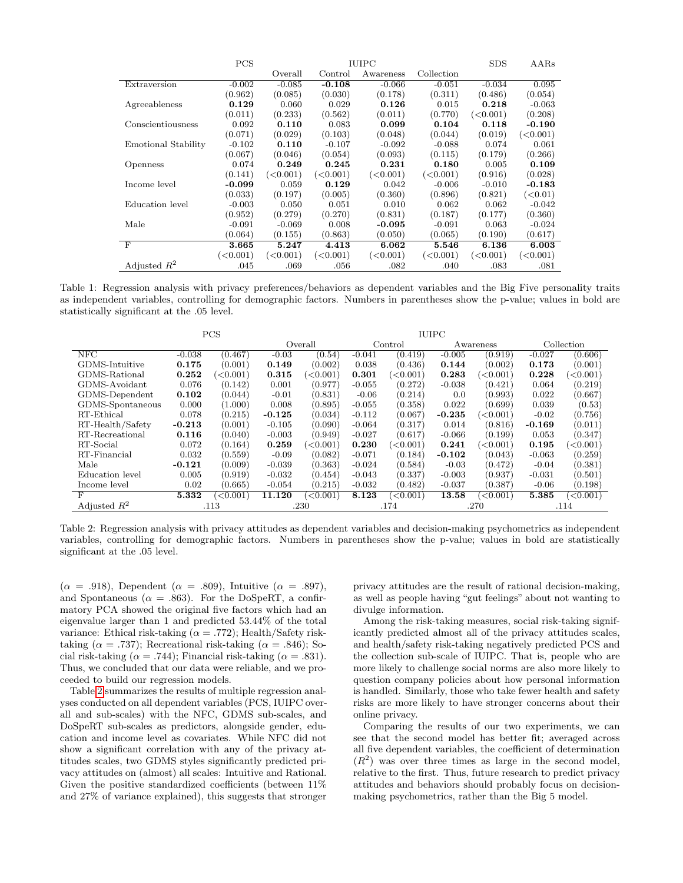| | PCS | IUIPC | | | | SDS | AARs |
|---|---|---|---|---|---|---|---|
| | | Overall | Control | Awareness | Collection | | |
| Extraversion | -0.002 | -0.085 | **-0.108** | -0.066 | -0.051 | -0.034 | 0.095 |
| | (0.962) | (0.085) | (0.030) | (0.178) | (0.311) | (0.486) | (0.054) |
| Agreeableness | **0.129** | 0.060 | 0.029 | **0.126** | 0.015 | **0.218** | -0.063 |
| | (0.011) | (0.233) | (0.562) | (0.011) | (0.770) | (<0.001) | (0.208) |
| Conscientiousness | 0.092 | **0.110** | 0.083 | **0.099** | **0.104** | **0.118** | **-0.190** |
| | (0.071) | (0.029) | (0.103) | (0.048) | (0.044) | (0.019) | (<0.001) |
| Emotional Stability | -0.102 | **0.110** | -0.107 | -0.092 | -0.088 | 0.074 | 0.061 |
| | (0.067) | (0.046) | (0.054) | (0.093) | (0.115) | (0.179) | (0.266) |
| Openness | 0.074 | **0.249** | **0.245** | **0.231** | **0.180** | 0.005 | **0.109** |
| | (0.141) | (<0.001) | (<0.001) | (<0.001) | (<0.001) | (0.916) | (0.028) |
| Income level | **-0.099** | 0.059 | **0.129** | 0.042 | -0.006 | -0.010 | **-0.183** |
| | (0.033) | (0.197) | (0.005) | (0.360) | (0.896) | (0.821) | (<0.01) |
| Education level | -0.003 | 0.050 | 0.051 | 0.010 | 0.062 | 0.062 | -0.042 |
| | (0.952) | (0.279) | (0.270) | (0.831) | (0.187) | (0.177) | (0.360) |
| Male | -0.091 | -0.069 | 0.008 | **-0.095** | -0.091 | 0.063 | -0.024 |
| | (0.064) | (0.155) | (0.863) | (0.050) | (0.065) | (0.190) | (0.617) |
| F | **3.665** | **5.247** | **4.413** | **6.062** | **5.546** | **6.136** | **6.003** |
| | (<0.001) | (<0.001) | (<0.001) | (<0.001) | (<0.001) | (<0.001) | (<0.001) |
| Adjusted $R^2$ | .045 | .069 | .056 | .082 | .040 | .083 | .081 |

Table 1: Regression analysis with privacy preferences/behaviors as dependent variables and the Big Five personality traits as independent variables, controlling for demographic factors. Numbers in parentheses show the p-value; values in bold are statistically significant at the .05 level.

| | PCS | | IUIPC | | | | | | | |
|---|---|---|---|---|---|---|---|---|---|---|
| | | | Overall | | Control | | Awareness | | Collection | |
| NFC | -0.038 | (0.467) | -0.03 | (0.54) | -0.041 | (0.419) | -0.005 | (0.919) | -0.027 | (0.606) |
| GDMS-Intuitive | **0.175** | (0.001) | **0.149** | (0.002) | 0.038 | (0.436) | **0.144** | (0.002) | **0.173** | (0.001) |
| GDMS-Rational | **0.252** | (<0.001) | **0.315** | (<0.001) | **0.301** | (<0.001) | **0.283** | (<0.001) | **0.228** | (<0.001) |
| GDMS-Avoidant | 0.076 | (0.142) | 0.001 | (0.977) | -0.055 | (0.272) | -0.038 | (0.421) | 0.064 | (0.219) |
| GDMS-Dependent | **0.102** | (0.044) | -0.01 | (0.831) | -0.06 | (0.214) | 0.0 | (0.993) | 0.022 | (0.667) |
| GDMS-Spontaneous | 0.000 | (1.000) | 0.008 | (0.895) | -0.055 | (0.358) | 0.022 | (0.699) | 0.039 | (0.53) |
| RT-Ethical | 0.078 | (0.215) | **-0.125** | (0.034) | -0.112 | (0.067) | **-0.235** | (<0.001) | -0.02 | (0.756) |
| RT-Health/Safety | **-0.213** | (0.001) | -0.105 | (0.090) | -0.064 | (0.317) | 0.014 | (0.816) | **-0.169** | (0.011) |
| RT-Recreational | **0.116** | (0.040) | -0.003 | (0.949) | -0.027 | (0.617) | -0.066 | (0.199) | 0.053 | (0.347) |
| RT-Social | 0.072 | (0.164) | **0.259** | (<0.001) | **0.230** | (<0.001) | **0.241** | (<0.001) | **0.195** | (<0.001) |
| RT-Financial | 0.032 | (0.559) | -0.09 | (0.082) | -0.071 | (0.184) | **-0.102** | (0.043) | -0.063 | (0.259) |
| Male | **-0.121** | (0.009) | -0.039 | (0.363) | -0.024 | (0.584) | -0.03 | (0.472) | -0.04 | (0.381) |
| Education level | 0.005 | (0.919) | -0.032 | (0.454) | -0.043 | (0.337) | -0.003 | (0.937) | -0.031 | (0.501) |
| Income level | 0.02 | (0.665) | -0.054 | (0.215) | -0.032 | (0.482) | -0.037 | (0.387) | -0.06 | (0.198) |
| F | **5.332** | (<0.001) | **11.120** | (<0.001) | **8.123** | (<0.001) | **13.58** | (<0.001) | **5.385** | (<0.001) |
| Adjusted $R^2$ | .113 | | .230 | | .174 | | .270 | | .114 | |

Table 2: Regression analysis with privacy attitudes as dependent variables and decision-making psychometrics as independent variables, controlling for demographic factors. Numbers in parentheses show the p-value; values in bold are statistically significant at the .05 level.

($\alpha$ = .918), Dependent ($\alpha$ = .809), Intuitive ($\alpha$ = .897), and Spontaneous ($\alpha$ = .863). For the DoSpeRT, a confirmatory PCA showed the original five factors which had an eigenvalue larger than 1 and predicted 53.44% of the total variance: Ethical risk-taking ($\alpha$ = .772); Health/Safety risk-taking ($\alpha$ = .737); Recreational risk-taking ($\alpha$ = .846); Social risk-taking ($\alpha$ = .744); Financial risk-taking ($\alpha$ = .831). Thus, we concluded that our data were reliable, and we proceeded to build our regression models.

Table 2 summarizes the results of multiple regression analyses conducted on all dependent variables (PCS, IUIPC overall and sub-scales) with the NFC, GDMS sub-scales, and DoSpeRT sub-scales as predictors, alongside gender, education and income level as covariates. While NFC did not show a significant correlation with any of the privacy attitudes scales, two GDMS styles significantly predicted privacy attitudes on (almost) all scales: Intuitive and Rational. Given the positive standardized coefficients (between 11% and 27% of variance explained), this suggests that stronger privacy attitudes are the result of rational decision-making, as well as people having "gut feelings" about not wanting to divulge information.

Among the risk-taking measures, social risk-taking significantly predicted almost all of the privacy attitudes scales, and health/safety risk-taking negatively predicted PCS and the collection sub-scale of IUIPC. That is, people who are more likely to challenge social norms are also more likely to question company policies about how personal information is handled. Similarly, those who take fewer health and safety risks are more likely to have stronger concerns about their online privacy.

Comparing the results of our two experiments, we can see that the second model has better fit; averaged across all five dependent variables, the coefficient of determination ($R^2$) was over three times as large in the second model, relative to the first. Thus, future research to predict privacy attitudes and behaviors should probably focus on decision-making psychometrics, rather than the Big 5 model.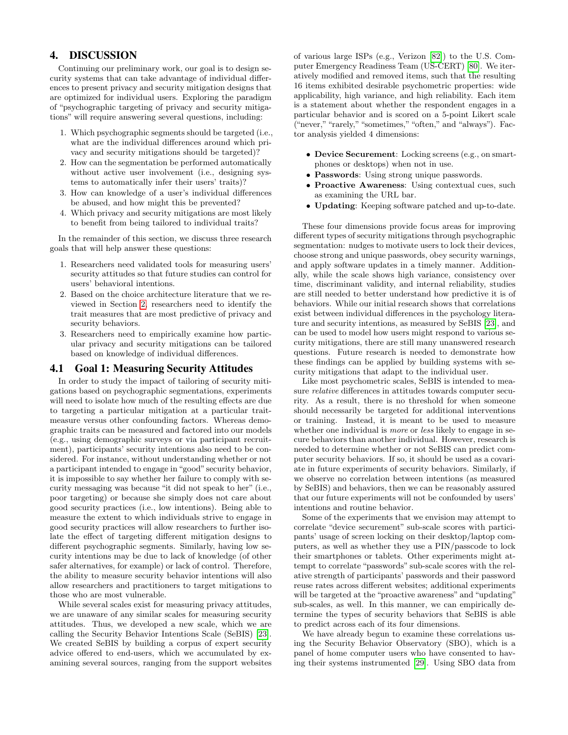# 4. DISCUSSION

Continuing our preliminary work, our goal is to design security systems that can take advantage of individual differences to present privacy and security mitigation designs that are optimized for individual users. Exploring the paradigm of "psychographic targeting of privacy and security mitigations" will require answering several questions, including:

1. Which psychographic segments should be targeted (i.e., what are the individual differences around which privacy and security mitigations should be targeted)?
2. How can the segmentation be performed automatically without active user involvement (i.e., designing systems to automatically infer their users' traits)?
3. How can knowledge of a user's individual differences be abused, and how might this be prevented?
4. Which privacy and security mitigations are most likely to benefit from being tailored to individual traits?

In the remainder of this section, we discuss three research goals that will help answer these questions:

1. Researchers need validated tools for measuring users' security attitudes so that future studies can control for users' behavioral intentions.
2. Based on the choice architecture literature that we reviewed in Section 2, researchers need to identify the trait measures that are most predictive of privacy and security behaviors.
3. Researchers need to empirically examine how particular privacy and security mitigations can be tailored based on knowledge of individual differences.

## 4.1 Goal 1: Measuring Security Attitudes

In order to study the impact of tailoring of security mitigations based on psychographic segmentations, experiments will need to isolate how much of the resulting effects are due to targeting a particular mitigation at a particular trait-measure versus other confounding factors. Whereas demographic traits can be measured and factored into our models (e.g., using demographic surveys or via participant recruitment), participants' security intentions also need to be considered. For instance, without understanding whether or not a participant intended to engage in "good" security behavior, it is impossible to say whether her failure to comply with security messaging was because "it did not speak to her" (i.e., poor targeting) or because she simply does not care about good security practices (i.e., low intentions). Being able to measure the extent to which individuals strive to engage in good security practices will allow researchers to further isolate the effect of targeting different mitigation designs to different psychographic segments. Similarly, having low security intentions may be due to lack of knowledge (of other safer alternatives, for example) or lack of control. Therefore, the ability to measure security behavior intentions will also allow researchers and practitioners to target mitigations to those who are most vulnerable.

While several scales exist for measuring privacy attitudes, we are unaware of any similar scales for measuring security attitudes. Thus, we developed a new scale, which we are calling the Security Behavior Intentions Scale (SeBIS) [23]. We created SeBIS by building a corpus of expert security advice offered to end-users, which we accumulated by examining several sources, ranging from the support websites of various large ISPs (e.g., Verizon [82]) to the U.S. Computer Emergency Readiness Team (US-CERT) [80]. We iteratively modified and removed items, such that the resulting 16 items exhibited desirable psychometric properties: wide applicability, high variance, and high reliability. Each item is a statement about whether the respondent engages in a particular behavior and is scored on a 5-point Likert scale ("never," "rarely," "sometimes," "often," and "always"). Factor analysis yielded 4 dimensions:

- **Device Securement**: Locking screens (e.g., on smartphones or desktops) when not in use.
- **Passwords**: Using strong unique passwords.
- **Proactive Awareness**: Using contextual cues, such as examining the URL bar.
- **Updating**: Keeping software patched and up-to-date.

These four dimensions provide focus areas for improving different types of security mitigations through psychographic segmentation: nudges to motivate users to lock their devices, choose strong and unique passwords, obey security warnings, and apply software updates in a timely manner. Additionally, while the scale shows high variance, consistency over time, discriminant validity, and internal reliability, studies are still needed to better understand how predictive it is of behaviors. While our initial research shows that correlations exist between individual differences in the psychology literature and security intentions, as measured by SeBIS [23], and can be used to model how users might respond to various security mitigations, there are still many unanswered research questions. Future research is needed to demonstrate how these findings can be applied by building systems with security mitigations that adapt to the individual user.

Like most psychometric scales, SeBIS is intended to measure *relative* differences in attitudes towards computer security. As a result, there is no threshold for when someone should necessarily be targeted for additional interventions or training. Instead, it is meant to be used to measure whether one individual is *more* or *less* likely to engage in secure behaviors than another individual. However, research is needed to determine whether or not SeBIS can predict computer security behaviors. If so, it should be used as a covariate in future experiments of security behaviors. Similarly, if we observe no correlation between intentions (as measured by SeBIS) and behaviors, then we can be reasonably assured that our future experiments will not be confounded by users' intentions and routine behavior.

Some of the experiments that we envision may attempt to correlate "device securement" sub-scale scores with participants' usage of screen locking on their desktop/laptop computers, as well as whether they use a PIN/passcode to lock their smartphones or tablets. Other experiments might attempt to correlate "passwords" sub-scale scores with the relative strength of participants' passwords and their password reuse rates across different websites; additional experiments will be targeted at the "proactive awareness" and "updating" sub-scales, as well. In this manner, we can empirically determine the types of security behaviors that SeBIS is able to predict across each of its four dimensions.

We have already begun to examine these correlations using the Security Behavior Observatory (SBO), which is a panel of home computer users who have consented to having their systems instrumented [29]. Using SBO data from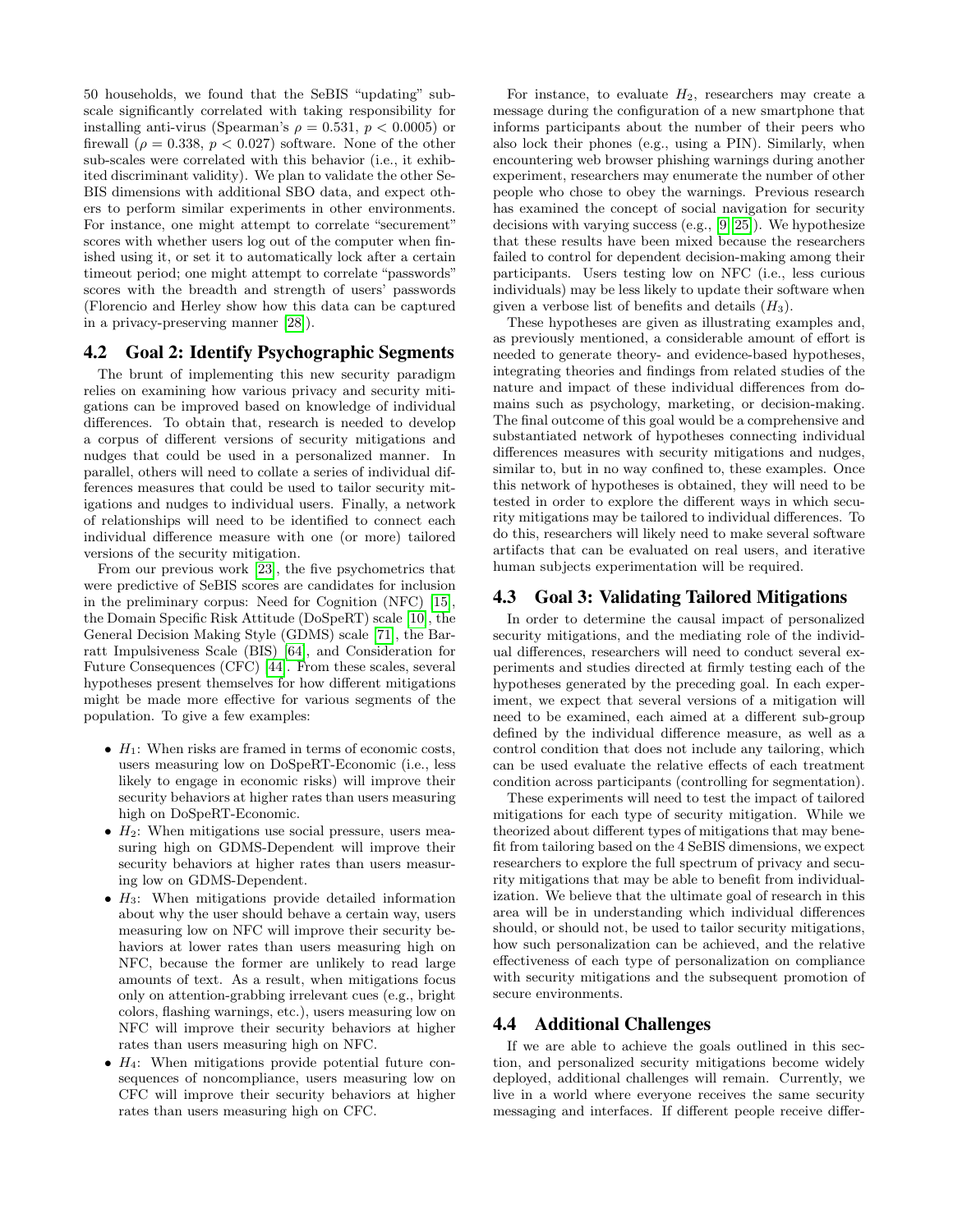50 households, we found that the SeBIS "updating" subscale significantly correlated with taking responsibility for installing anti-virus (Spearman's $\rho = 0.531$, $p < 0.0005$) or firewall ($\rho = 0.338$, $p < 0.027$) software. None of the other sub-scales were correlated with this behavior (i.e., it exhibited discriminant validity). We plan to validate the other SeBIS dimensions with additional SBO data, and expect others to perform similar experiments in other environments. For instance, one might attempt to correlate "securement" scores with whether users log out of the computer when finished using it, or set it to automatically lock after a certain timeout period; one might attempt to correlate "passwords" scores with the breadth and strength of users' passwords (Florencio and Herley show how this data can be captured in a privacy-preserving manner [28]).

## 4.2 Goal 2: Identify Psychographic Segments

The brunt of implementing this new security paradigm relies on examining how various privacy and security mitigations can be improved based on knowledge of individual differences. To obtain that, research is needed to develop a corpus of different versions of security mitigations and nudges that could be used in a personalized manner. In parallel, others will need to collate a series of individual differences measures that could be used to tailor security mitigations and nudges to individual users. Finally, a network of relationships will need to be identified to connect each individual difference measure with one (or more) tailored versions of the security mitigation.

From our previous work [23], the five psychometrics that were predictive of SeBIS scores are candidates for inclusion in the preliminary corpus: Need for Cognition (NFC) [15], the Domain Specific Risk Attitude (DoSpeRT) scale [10], the General Decision Making Style (GDMS) scale [71], the Barratt Impulsiveness Scale (BIS) [64], and Consideration for Future Consequences (CFC) [44]. From these scales, several hypotheses present themselves for how different mitigations might be made more effective for various segments of the population. To give a few examples:

- $H_1$: When risks are framed in terms of economic costs, users measuring low on DoSpeRT-Economic (i.e., less likely to engage in economic risks) will improve their security behaviors at higher rates than users measuring high on DoSpeRT-Economic.
- $H_2$: When mitigations use social pressure, users measuring high on GDMS-Dependent will improve their security behaviors at higher rates than users measuring low on GDMS-Dependent.
- $H_3$: When mitigations provide detailed information about why the user should behave a certain way, users measuring low on NFC will improve their security behaviors at lower rates than users measuring high on NFC, because the former are unlikely to read large amounts of text. As a result, when mitigations focus only on attention-grabbing irrelevant cues (e.g., bright colors, flashing warnings, etc.), users measuring low on NFC will improve their security behaviors at higher rates than users measuring high on NFC.
- $H_4$: When mitigations provide potential future consequences of noncompliance, users measuring low on CFC will improve their security behaviors at higher rates than users measuring high on CFC.

For instance, to evaluate $H_2$, researchers may create a message during the configuration of a new smartphone that informs participants about the number of their peers who also lock their phones (e.g., using a PIN). Similarly, when encountering web browser phishing warnings during another experiment, researchers may enumerate the number of other people who chose to obey the warnings. Previous research has examined the concept of social navigation for security decisions with varying success (e.g., [9, 25]). We hypothesize that these results have been mixed because the researchers failed to control for dependent decision-making among their participants. Users testing low on NFC (i.e., less curious individuals) may be less likely to update their software when given a verbose list of benefits and details ($H_3$).

These hypotheses are given as illustrating examples and, as previously mentioned, a considerable amount of effort is needed to generate theory- and evidence-based hypotheses, integrating theories and findings from related studies of the nature and impact of these individual differences from domains such as psychology, marketing, or decision-making. The final outcome of this goal would be a comprehensive and substantiated network of hypotheses connecting individual differences measures with security mitigations and nudges, similar to, but in no way confined to, these examples. Once this network of hypotheses is obtained, they will need to be tested in order to explore the different ways in which security mitigations may be tailored to individual differences. To do this, researchers will likely need to make several software artifacts that can be evaluated on real users, and iterative human subjects experimentation will be required.

## 4.3 Goal 3: Validating Tailored Mitigations

In order to determine the causal impact of personalized security mitigations, and the mediating role of the individual differences, researchers will need to conduct several experiments and studies directed at firmly testing each of the hypotheses generated by the preceding goal. In each experiment, we expect that several versions of a mitigation will need to be examined, each aimed at a different sub-group defined by the individual difference measure, as well as a control condition that does not include any tailoring, which can be used evaluate the relative effects of each treatment condition across participants (controlling for segmentation).

These experiments will need to test the impact of tailored mitigations for each type of security mitigation. While we theorized about different types of mitigations that may benefit from tailoring based on the 4 SeBIS dimensions, we expect researchers to explore the full spectrum of privacy and security mitigations that may be able to benefit from individualization. We believe that the ultimate goal of research in this area will be in understanding which individual differences should, or should not, be used to tailor security mitigations, how such personalization can be achieved, and the relative effectiveness of each type of personalization on compliance with security mitigations and the subsequent promotion of secure environments.

## 4.4 Additional Challenges

If we are able to achieve the goals outlined in this section, and personalized security mitigations become widely deployed, additional challenges will remain. Currently, we live in a world where everyone receives the same security messaging and interfaces. If different people receive differ-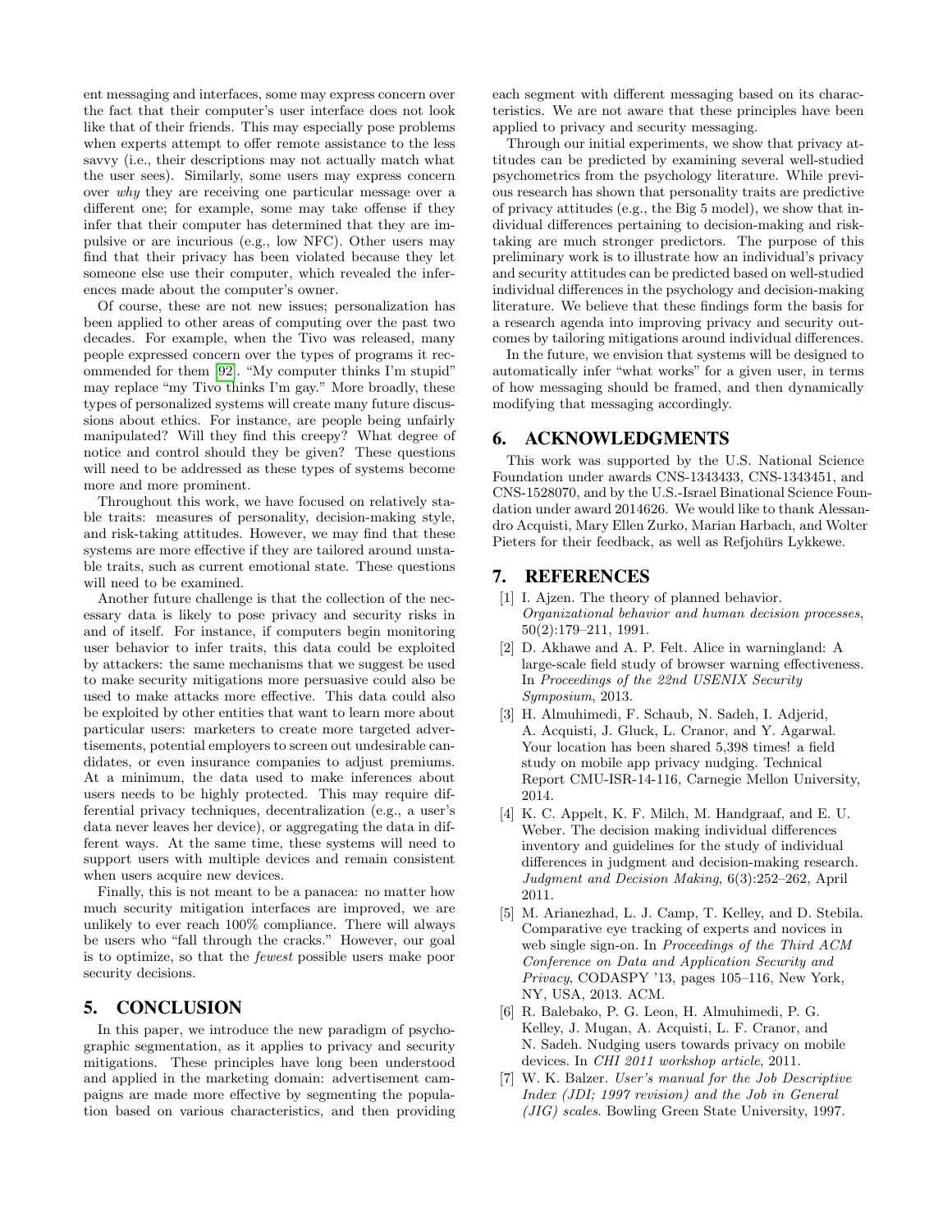ent messaging and interfaces, some may express concern over the fact that their computer's user interface does not look like that of their friends. This may especially pose problems when experts attempt to offer remote assistance to the less savvy (i.e., their descriptions may not actually match what the user sees). Similarly, some users may express concern over *why* they are receiving one particular message over a different one; for example, some may take offense if they infer that their computer has determined that they are impulsive or are incurious (e.g., low NFC). Other users may find that their privacy has been violated because they let someone else use their computer, which revealed the inferences made about the computer's owner.

Of course, these are not new issues; personalization has been applied to other areas of computing over the past two decades. For example, when the Tivo was released, many people expressed concern over the types of programs it recommended for them [92]. "My computer thinks I'm stupid" may replace "my Tivo thinks I'm gay." More broadly, these types of personalized systems will create many future discussions about ethics. For instance, are people being unfairly manipulated? Will they find this creepy? What degree of notice and control should they be given? These questions will need to be addressed as these types of systems become more and more prominent.

Throughout this work, we have focused on relatively stable traits: measures of personality, decision-making style, and risk-taking attitudes. However, we may find that these systems are more effective if they are tailored around unstable traits, such as current emotional state. These questions will need to be examined.

Another future challenge is that the collection of the necessary data is likely to pose privacy and security risks in and of itself. For instance, if computers begin monitoring user behavior to infer traits, this data could be exploited by attackers: the same mechanisms that we suggest be used to make security mitigations more persuasive could also be used to make attacks more effective. This data could also be exploited by other entities that want to learn more about particular users: marketers to create more targeted advertisements, potential employers to screen out undesirable candidates, or even insurance companies to adjust premiums. At a minimum, the data used to make inferences about users needs to be highly protected. This may require differential privacy techniques, decentralization (e.g., a user's data never leaves her device), or aggregating the data in different ways. At the same time, these systems will need to support users with multiple devices and remain consistent when users acquire new devices.

Finally, this is not meant to be a panacea: no matter how much security mitigation interfaces are improved, we are unlikely to ever reach 100% compliance. There will always be users who "fall through the cracks." However, our goal is to optimize, so that the *fewest* possible users make poor security decisions.

## 5. CONCLUSION

In this paper, we introduce the new paradigm of psychographic segmentation, as it applies to privacy and security mitigations. These principles have long been understood and applied in the marketing domain: advertisement campaigns are made more effective by segmenting the population based on various characteristics, and then providing each segment with different messaging based on its characteristics. We are not aware that these principles have been applied to privacy and security messaging.

Through our initial experiments, we show that privacy attitudes can be predicted by examining several well-studied psychometrics from the psychology literature. While previous research has shown that personality traits are predictive of privacy attitudes (e.g., the Big 5 model), we show that individual differences pertaining to decision-making and risk-taking are much stronger predictors. The purpose of this preliminary work is to illustrate how an individual's privacy and security attitudes can be predicted based on well-studied individual differences in the psychology and decision-making literature. We believe that these findings form the basis for a research agenda into improving privacy and security outcomes by tailoring mitigations around individual differences.

In the future, we envision that systems will be designed to automatically infer "what works" for a given user, in terms of how messaging should be framed, and then dynamically modifying that messaging accordingly.

## 6. ACKNOWLEDGMENTS

This work was supported by the U.S. National Science Foundation under awards CNS-1343433, CNS-1343451, and CNS-1528070, and by the U.S.-Israel Binational Science Foundation under award 2014626. We would like to thank Alessandro Acquisti, Mary Ellen Zurko, Marian Harbach, and Wolter Pieters for their feedback, as well as Refjohürs Lykkewe.

## 7. REFERENCES

[1] I. Ajzen. The theory of planned behavior. *Organizational behavior and human decision processes*, 50(2):179–211, 1991.

[2] D. Akhawe and A. P. Felt. Alice in warningland: A large-scale field study of browser warning effectiveness. In *Proceedings of the 22nd USENIX Security Symposium*, 2013.

[3] H. Almuhimedi, F. Schaub, N. Sadeh, I. Adjerid, A. Acquisti, J. Gluck, L. Cranor, and Y. Agarwal. Your location has been shared 5,398 times! a field study on mobile app privacy nudging. Technical Report CMU-ISR-14-116, Carnegie Mellon University, 2014.

[4] K. C. Appelt, K. F. Milch, M. Handgraaf, and E. U. Weber. The decision making individual differences inventory and guidelines for the study of individual differences in judgment and decision-making research. *Judgment and Decision Making*, 6(3):252–262, April 2011.

[5] M. Arianezhad, L. J. Camp, T. Kelley, and D. Stebila. Comparative eye tracking of experts and novices in web single sign-on. In *Proceedings of the Third ACM Conference on Data and Application Security and Privacy*, CODASPY '13, pages 105–116, New York, NY, USA, 2013. ACM.

[6] R. Balebako, P. G. Leon, H. Almuhimedi, P. G. Kelley, J. Mugan, A. Acquisti, L. F. Cranor, and N. Sadeh. Nudging users towards privacy on mobile devices. In *CHI 2011 workshop article*, 2011.

[7] W. K. Balzer. *User's manual for the Job Descriptive Index (JDI; 1997 revision) and the Job in General (JIG) scales*. Bowling Green State University, 1997.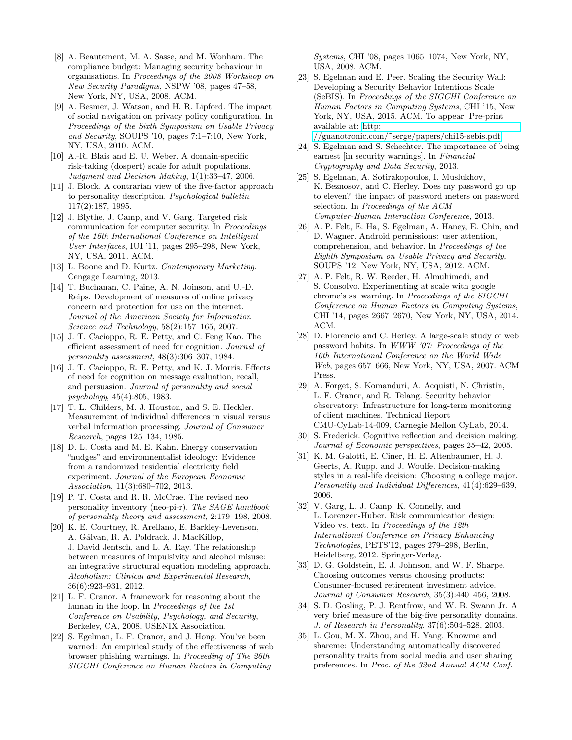[8] A. Beautement, M. A. Sasse, and M. Wonham. The compliance budget: Managing security behaviour in organisations. In *Proceedings of the 2008 Workshop on New Security Paradigms*, NSPW '08, pages 47–58, New York, NY, USA, 2008. ACM.

[9] A. Besmer, J. Watson, and H. R. Lipford. The impact of social navigation on privacy policy configuration. In *Proceedings of the Sixth Symposium on Usable Privacy and Security*, SOUPS '10, pages 7:1–7:10, New York, NY, USA, 2010. ACM.

[10] A.-R. Blais and E. U. Weber. A domain-specific risk-taking (dospert) scale for adult populations. *Judgment and Decision Making*, 1(1):33–47, 2006.

[11] J. Block. A contrarian view of the five-factor approach to personality description. *Psychological bulletin*, 117(2):187, 1995.

[12] J. Blythe, J. Camp, and V. Garg. Targeted risk communication for computer security. In *Proceedings of the 16th International Conference on Intelligent User Interfaces*, IUI '11, pages 295–298, New York, NY, USA, 2011. ACM.

[13] L. Boone and D. Kurtz. *Contemporary Marketing*. Cengage Learning, 2013.

[14] T. Buchanan, C. Paine, A. N. Joinson, and U.-D. Reips. Development of measures of online privacy concern and protection for use on the internet. *Journal of the American Society for Information Science and Technology*, 58(2):157–165, 2007.

[15] J. T. Cacioppo, R. E. Petty, and C. Feng Kao. The efficient assessment of need for cognition. *Journal of personality assessment*, 48(3):306–307, 1984.

[16] J. T. Cacioppo, R. E. Petty, and K. J. Morris. Effects of need for cognition on message evaluation, recall, and persuasion. *Journal of personality and social psychology*, 45(4):805, 1983.

[17] T. L. Childers, M. J. Houston, and S. E. Heckler. Measurement of individual differences in visual versus verbal information processing. *Journal of Consumer Research*, pages 125–134, 1985.

[18] D. L. Costa and M. E. Kahn. Energy conservation "nudges" and environmentalist ideology: Evidence from a randomized residential electricity field experiment. *Journal of the European Economic Association*, 11(3):680–702, 2013.

[19] P. T. Costa and R. R. McCrae. The revised neo personality inventory (neo-pi-r). *The SAGE handbook of personality theory and assessment*, 2:179–198, 2008.

[20] K. E. Courtney, R. Arellano, E. Barkley-Levenson, A. Gálvan, R. A. Poldrack, J. MacKillop, J. David Jentsch, and L. A. Ray. The relationship between measures of impulsivity and alcohol misuse: an integrative structural equation modeling approach. *Alcoholism: Clinical and Experimental Research*, 36(6):923–931, 2012.

[21] L. F. Cranor. A framework for reasoning about the human in the loop. In *Proceedings of the 1st Conference on Usability, Psychology, and Security*, Berkeley, CA, 2008. USENIX Association.

[22] S. Egelman, L. F. Cranor, and J. Hong. You've been warned: An empirical study of the effectiveness of web browser phishing warnings. In *Proceeding of The 26th SIGCHI Conference on Human Factors in Computing Systems*, CHI '08, pages 1065–1074, New York, NY, USA, 2008. ACM.

[23] S. Egelman and E. Peer. Scaling the Security Wall: Developing a Security Behavior Intentions Scale (SeBIS). In *Proceedings of the SIGCHI Conference on Human Factors in Computing Systems*, CHI '15, New York, NY, USA, 2015. ACM. To appear. Pre-print available at: http://guanotronic.com/~serge/papers/chi15-sebis.pdf.

[24] S. Egelman and S. Schechter. The importance of being earnest [in security warnings]. In *Financial Cryptography and Data Security*, 2013.

[25] S. Egelman, A. Sotirakopoulos, I. Muslukhov, K. Beznosov, and C. Herley. Does my password go up to eleven? the impact of password meters on password selection. In *Proceedings of the ACM Computer-Human Interaction Conference*, 2013.

[26] A. P. Felt, E. Ha, S. Egelman, A. Haney, E. Chin, and D. Wagner. Android permissions: user attention, comprehension, and behavior. In *Proceedings of the Eighth Symposium on Usable Privacy and Security*, SOUPS '12, New York, NY, USA, 2012. ACM.

[27] A. P. Felt, R. W. Reeder, H. Almuhimedi, and S. Consolvo. Experimenting at scale with google chrome's ssl warning. In *Proceedings of the SIGCHI Conference on Human Factors in Computing Systems*, CHI '14, pages 2667–2670, New York, NY, USA, 2014. ACM.

[28] D. Florencio and C. Herley. A large-scale study of web password habits. In *WWW '07: Proceedings of the 16th International Conference on the World Wide Web*, pages 657–666, New York, NY, USA, 2007. ACM Press.

[29] A. Forget, S. Komanduri, A. Acquisti, N. Christin, L. F. Cranor, and R. Telang. Security behavior observatory: Infrastructure for long-term monitoring of client machines. Technical Report CMU-CyLab-14-009, Carnegie Mellon CyLab, 2014.

[30] S. Frederick. Cognitive reflection and decision making. *Journal of Economic perspectives*, pages 25–42, 2005.

[31] K. M. Galotti, E. Ciner, H. E. Altenbaumer, H. J. Geerts, A. Rupp, and J. Woulfe. Decision-making styles in a real-life decision: Choosing a college major. *Personality and Individual Differences*, 41(4):629–639, 2006.

[32] V. Garg, L. J. Camp, K. Connelly, and L. Lorenzen-Huber. Risk communication design: Video vs. text. In *Proceedings of the 12th International Conference on Privacy Enhancing Technologies*, PETS'12, pages 279–298, Berlin, Heidelberg, 2012. Springer-Verlag.

[33] D. G. Goldstein, E. J. Johnson, and W. F. Sharpe. Choosing outcomes versus choosing products: Consumer-focused retirement investment advice. *Journal of Consumer Research*, 35(3):440–456, 2008.

[34] S. D. Gosling, P. J. Rentfrow, and W. B. Swann Jr. A very brief measure of the big-five personality domains. *J. of Research in Personality*, 37(6):504–528, 2003.

[35] L. Gou, M. X. Zhou, and H. Yang. Knowme and shareme: Understanding automatically discovered personality traits from social media and user sharing preferences. In *Proc. of the 32nd Annual ACM Conf.*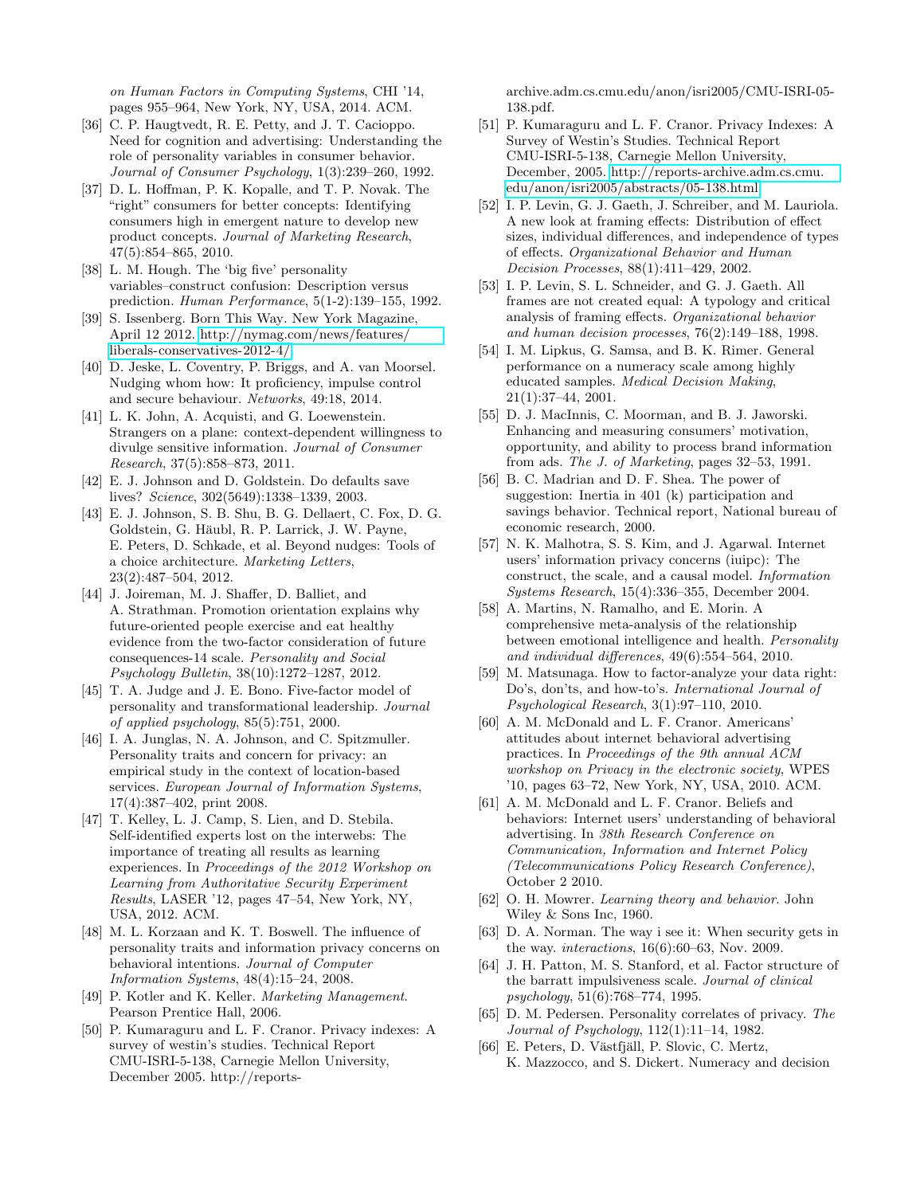on Human Factors in Computing Systems, CHI '14, pages 955–964, New York, NY, USA, 2014. ACM.

[36] C. P. Haugtvedt, R. E. Petty, and J. T. Cacioppo. Need for cognition and advertising: Understanding the role of personality variables in consumer behavior. *Journal of Consumer Psychology*, 1(3):239–260, 1992.

[37] D. L. Hoffman, P. K. Kopalle, and T. P. Novak. The "right" consumers for better concepts: Identifying consumers high in emergent nature to develop new product concepts. *Journal of Marketing Research*, 47(5):854–865, 2010.

[38] L. M. Hough. The 'big five' personality variables–construct confusion: Description versus prediction. *Human Performance*, 5(1-2):139–155, 1992.

[39] S. Issenberg. Born This Way. New York Magazine, April 12 2012. http://nymag.com/news/features/liberals-conservatives-2012-4/.

[40] D. Jeske, L. Coventry, P. Briggs, and A. van Moorsel. Nudging whom how: It proficiency, impulse control and secure behaviour. *Networks*, 49:18, 2014.

[41] L. K. John, A. Acquisti, and G. Loewenstein. Strangers on a plane: context-dependent willingness to divulge sensitive information. *Journal of Consumer Research*, 37(5):858–873, 2011.

[42] E. J. Johnson and D. Goldstein. Do defaults save lives? *Science*, 302(5649):1338–1339, 2003.

[43] E. J. Johnson, S. B. Shu, B. G. Dellaert, C. Fox, D. G. Goldstein, G. Häubl, R. P. Larrick, J. W. Payne, E. Peters, D. Schkade, et al. Beyond nudges: Tools of a choice architecture. *Marketing Letters*, 23(2):487–504, 2012.

[44] J. Joireman, M. J. Shaffer, D. Balliet, and A. Strathman. Promotion orientation explains why future-oriented people exercise and eat healthy evidence from the two-factor consideration of future consequences-14 scale. *Personality and Social Psychology Bulletin*, 38(10):1272–1287, 2012.

[45] T. A. Judge and J. E. Bono. Five-factor model of personality and transformational leadership. *Journal of applied psychology*, 85(5):751, 2000.

[46] I. A. Junglas, N. A. Johnson, and C. Spitzmuller. Personality traits and concern for privacy: an empirical study in the context of location-based services. *European Journal of Information Systems*, 17(4):387–402, print 2008.

[47] T. Kelley, L. J. Camp, S. Lien, and D. Stebila. Self-identified experts lost on the interwebs: The importance of treating all results as learning experiences. In *Proceedings of the 2012 Workshop on Learning from Authoritative Security Experiment Results*, LASER '12, pages 47–54, New York, NY, USA, 2012. ACM.

[48] M. L. Korzaan and K. T. Boswell. The influence of personality traits and information privacy concerns on behavioral intentions. *Journal of Computer Information Systems*, 48(4):15–24, 2008.

[49] P. Kotler and K. Keller. *Marketing Management*. Pearson Prentice Hall, 2006.

[50] P. Kumaraguru and L. F. Cranor. Privacy indexes: A survey of westin's studies. Technical Report CMU-ISRI-5-138, Carnegie Mellon University, December 2005. http://reports-archive.adm.cs.cmu.edu/anon/isri2005/CMU-ISRI-05-138.pdf.

[51] P. Kumaraguru and L. F. Cranor. Privacy Indexes: A Survey of Westin's Studies. Technical Report CMU-ISRI-5-138, Carnegie Mellon University, December, 2005. http://reports-archive.adm.cs.cmu.edu/anon/isri2005/abstracts/05-138.html.

[52] I. P. Levin, G. J. Gaeth, J. Schreiber, and M. Lauriola. A new look at framing effects: Distribution of effect sizes, individual differences, and independence of types of effects. *Organizational Behavior and Human Decision Processes*, 88(1):411–429, 2002.

[53] I. P. Levin, S. L. Schneider, and G. J. Gaeth. All frames are not created equal: A typology and critical analysis of framing effects. *Organizational behavior and human decision processes*, 76(2):149–188, 1998.

[54] I. M. Lipkus, G. Samsa, and B. K. Rimer. General performance on a numeracy scale among highly educated samples. *Medical Decision Making*, 21(1):37–44, 2001.

[55] D. J. MacInnis, C. Moorman, and B. J. Jaworski. Enhancing and measuring consumers' motivation, opportunity, and ability to process brand information from ads. *The J. of Marketing*, pages 32–53, 1991.

[56] B. C. Madrian and D. F. Shea. The power of suggestion: Inertia in 401 (k) participation and savings behavior. Technical report, National bureau of economic research, 2000.

[57] N. K. Malhotra, S. S. Kim, and J. Agarwal. Internet users' information privacy concerns (iuipc): The construct, the scale, and a causal model. *Information Systems Research*, 15(4):336–355, December 2004.

[58] A. Martins, N. Ramalho, and E. Morin. A comprehensive meta-analysis of the relationship between emotional intelligence and health. *Personality and individual differences*, 49(6):554–564, 2010.

[59] M. Matsunaga. How to factor-analyze your data right: Do's, don'ts, and how-to's. *International Journal of Psychological Research*, 3(1):97–110, 2010.

[60] A. M. McDonald and L. F. Cranor. Americans' attitudes about internet behavioral advertising practices. In *Proceedings of the 9th annual ACM workshop on Privacy in the electronic society*, WPES '10, pages 63–72, New York, NY, USA, 2010. ACM.

[61] A. M. McDonald and L. F. Cranor. Beliefs and behaviors: Internet users' understanding of behavioral advertising. In *38th Research Conference on Communication, Information and Internet Policy (Telecommunications Policy Research Conference)*, October 2 2010.

[62] O. H. Mowrer. *Learning theory and behavior*. John Wiley & Sons Inc, 1960.

[63] D. A. Norman. The way i see it: When security gets in the way. *interactions*, 16(6):60–63, Nov. 2009.

[64] J. H. Patton, M. S. Stanford, et al. Factor structure of the barratt impulsiveness scale. *Journal of clinical psychology*, 51(6):768–774, 1995.

[65] D. M. Pedersen. Personality correlates of privacy. *The Journal of Psychology*, 112(1):11–14, 1982.

[66] E. Peters, D. Västfjäll, P. Slovic, C. Mertz, K. Mazzocco, and S. Dickert. Numeracy and decision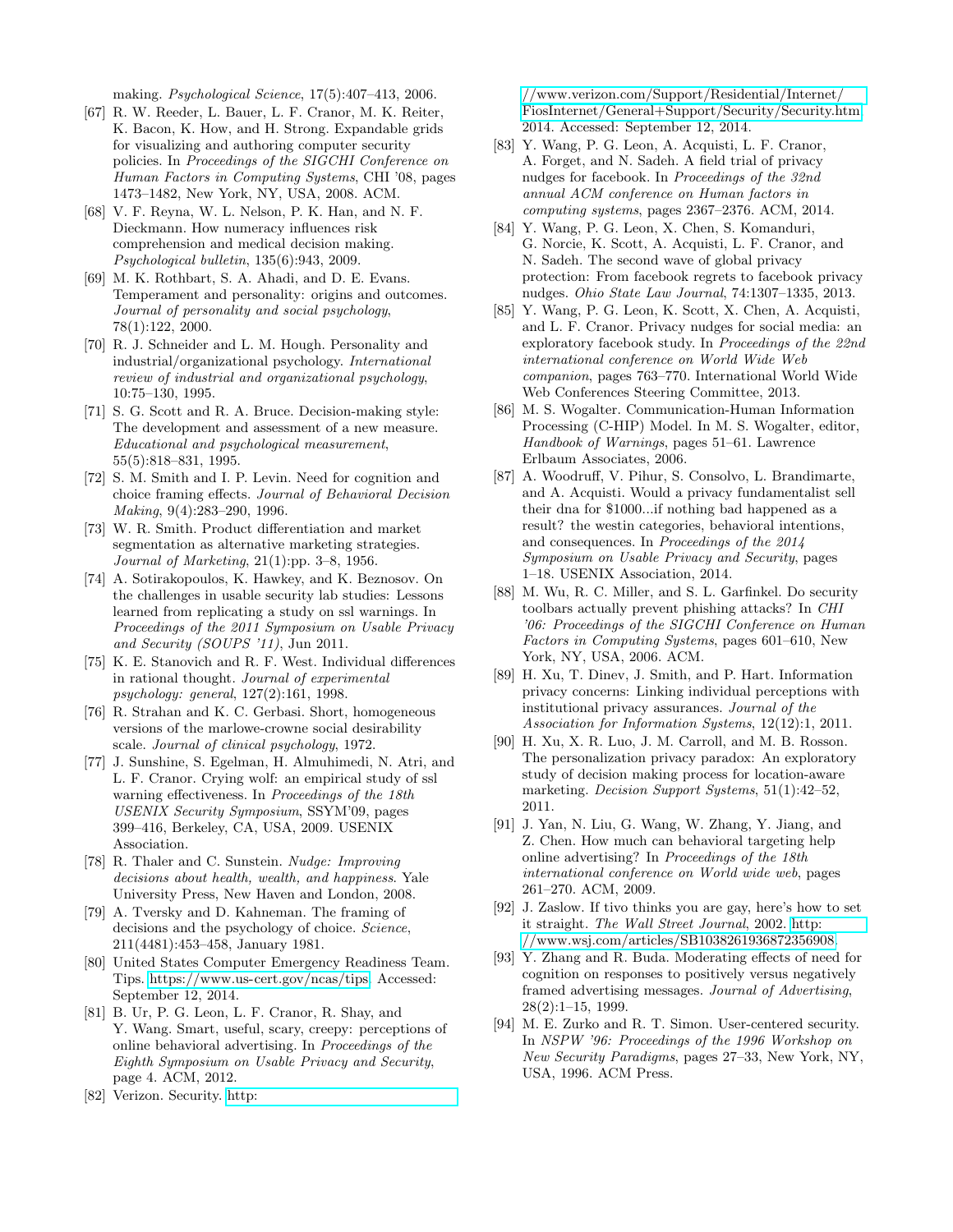making. *Psychological Science*, 17(5):407–413, 2006.

[67] R. W. Reeder, L. Bauer, L. F. Cranor, M. K. Reiter, K. Bacon, K. How, and H. Strong. Expandable grids for visualizing and authoring computer security policies. In *Proceedings of the SIGCHI Conference on Human Factors in Computing Systems*, CHI '08, pages 1473–1482, New York, NY, USA, 2008. ACM.

[68] V. F. Reyna, W. L. Nelson, P. K. Han, and N. F. Dieckmann. How numeracy influences risk comprehension and medical decision making. *Psychological bulletin*, 135(6):943, 2009.

[69] M. K. Rothbart, S. A. Ahadi, and D. E. Evans. Temperament and personality: origins and outcomes. *Journal of personality and social psychology*, 78(1):122, 2000.

[70] R. J. Schneider and L. M. Hough. Personality and industrial/organizational psychology. *International review of industrial and organizational psychology*, 10:75–130, 1995.

[71] S. G. Scott and R. A. Bruce. Decision-making style: The development and assessment of a new measure. *Educational and psychological measurement*, 55(5):818–831, 1995.

[72] S. M. Smith and I. P. Levin. Need for cognition and choice framing effects. *Journal of Behavioral Decision Making*, 9(4):283–290, 1996.

[73] W. R. Smith. Product differentiation and market segmentation as alternative marketing strategies. *Journal of Marketing*, 21(1):pp. 3–8, 1956.

[74] A. Sotirakopoulos, K. Hawkey, and K. Beznosov. On the challenges in usable security lab studies: Lessons learned from replicating a study on ssl warnings. In *Proceedings of the 2011 Symposium on Usable Privacy and Security (SOUPS '11)*, Jun 2011.

[75] K. E. Stanovich and R. F. West. Individual differences in rational thought. *Journal of experimental psychology: general*, 127(2):161, 1998.

[76] R. Strahan and K. C. Gerbasi. Short, homogeneous versions of the marlowe-crowne social desirability scale. *Journal of clinical psychology*, 1972.

[77] J. Sunshine, S. Egelman, H. Almuhimedi, N. Atri, and L. F. Cranor. Crying wolf: an empirical study of ssl warning effectiveness. In *Proceedings of the 18th USENIX Security Symposium*, SSYM'09, pages 399–416, Berkeley, CA, USA, 2009. USENIX Association.

[78] R. Thaler and C. Sunstein. *Nudge: Improving decisions about health, wealth, and happiness*. Yale University Press, New Haven and London, 2008.

[79] A. Tversky and D. Kahneman. The framing of decisions and the psychology of choice. *Science*, 211(4481):453–458, January 1981.

[80] United States Computer Emergency Readiness Team. Tips. https://www.us-cert.gov/ncas/tips. Accessed: September 12, 2014.

[81] B. Ur, P. G. Leon, L. F. Cranor, R. Shay, and Y. Wang. Smart, useful, scary, creepy: perceptions of online behavioral advertising. In *Proceedings of the Eighth Symposium on Usable Privacy and Security*, page 4. ACM, 2012.

[82] Verizon. Security. http://www.verizon.com/Support/Residential/Internet/FiosInternet/General+Support/Security/Security.htm, 2014. Accessed: September 12, 2014.

[83] Y. Wang, P. G. Leon, A. Acquisti, L. F. Cranor, A. Forget, and N. Sadeh. A field trial of privacy nudges for facebook. In *Proceedings of the 32nd annual ACM conference on Human factors in computing systems*, pages 2367–2376. ACM, 2014.

[84] Y. Wang, P. G. Leon, X. Chen, S. Komanduri, G. Norcie, K. Scott, A. Acquisti, L. F. Cranor, and N. Sadeh. The second wave of global privacy protection: From facebook regrets to facebook privacy nudges. *Ohio State Law Journal*, 74:1307–1335, 2013.

[85] Y. Wang, P. G. Leon, K. Scott, X. Chen, A. Acquisti, and L. F. Cranor. Privacy nudges for social media: an exploratory facebook study. In *Proceedings of the 22nd international conference on World Wide Web companion*, pages 763–770. International World Wide Web Conferences Steering Committee, 2013.

[86] M. S. Wogalter. Communication-Human Information Processing (C-HIP) Model. In M. S. Wogalter, editor, *Handbook of Warnings*, pages 51–61. Lawrence Erlbaum Associates, 2006.

[87] A. Woodruff, V. Pihur, S. Consolvo, L. Brandimarte, and A. Acquisti. Would a privacy fundamentalist sell their dna for $1000...if nothing bad happened as a result? the westin categories, behavioral intentions, and consequences. In *Proceedings of the 2014 Symposium on Usable Privacy and Security*, pages 1–18. USENIX Association, 2014.

[88] M. Wu, R. C. Miller, and S. L. Garfinkel. Do security toolbars actually prevent phishing attacks? In *CHI '06: Proceedings of the SIGCHI Conference on Human Factors in Computing Systems*, pages 601–610, New York, NY, USA, 2006. ACM.

[89] H. Xu, T. Dinev, J. Smith, and P. Hart. Information privacy concerns: Linking individual perceptions with institutional privacy assurances. *Journal of the Association for Information Systems*, 12(12):1, 2011.

[90] H. Xu, X. R. Luo, J. M. Carroll, and M. B. Rosson. The personalization privacy paradox: An exploratory study of decision making process for location-aware marketing. *Decision Support Systems*, 51(1):42–52, 2011.

[91] J. Yan, N. Liu, G. Wang, W. Zhang, Y. Jiang, and Z. Chen. How much can behavioral targeting help online advertising? In *Proceedings of the 18th international conference on World wide web*, pages 261–270. ACM, 2009.

[92] J. Zaslow. If tivo thinks you are gay, here's how to set it straight. *The Wall Street Journal*, 2002. http://www.wsj.com/articles/SB1038261936872356908.

[93] Y. Zhang and R. Buda. Moderating effects of need for cognition on responses to positively versus negatively framed advertising messages. *Journal of Advertising*, 28(2):1–15, 1999.

[94] M. E. Zurko and R. T. Simon. User-centered security. In *NSPW '96: Proceedings of the 1996 Workshop on New Security Paradigms*, pages 27–33, New York, NY, USA, 1996. ACM Press.